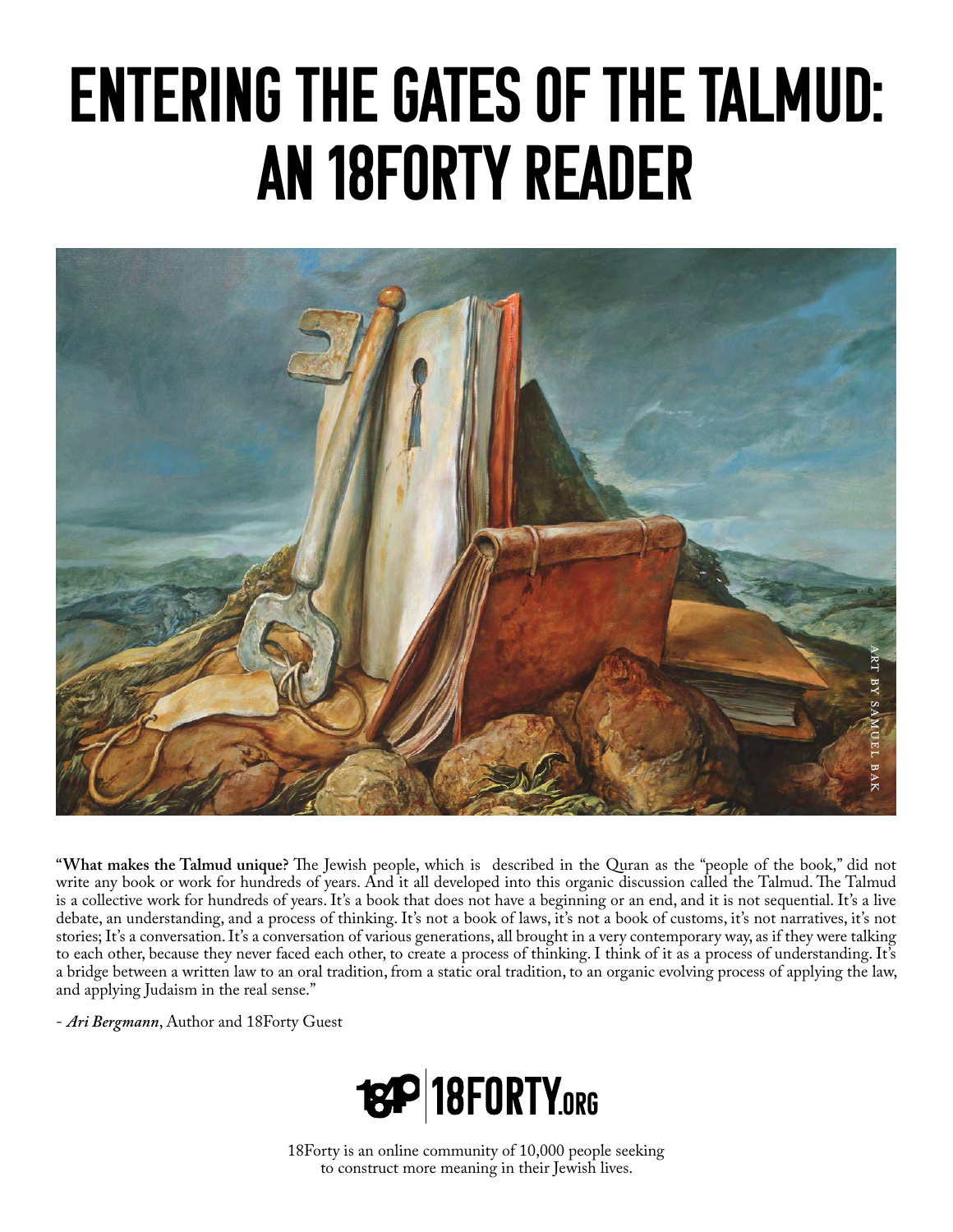# ENTERING THE GATES OF THE TALMUD: AN 18FORTY READER

ART BY SAMUEL BAK

**"What makes the Talmud unique?** The Jewish people, which is described in the Quran as the "people of the book," did not write any book or work for hundreds of years. And it all developed into this organic discussion called the Talmud. The Talmud is a collective work for hundreds of years. It's a book that does not have a beginning or an end, and it is not sequential. It's a live debate, an understanding, and a process of thinking. It's not a book of laws, it's not a book of customs, it's not narratives, it's not stories; It's a conversation. It's a conversation of various generations, all brought in a very contemporary way, as if they were talking to each other, because they never faced each other, to create a process of thinking. I think of it as a process of understanding. It's a bridge between a written law to an oral tradition, from a static oral tradition, to an organic evolving process of applying the law, and applying Judaism in the real sense."

- ***Ari Bergmann***, Author and 18Forty Guest

18FORTY.ORG

18Forty is an online community of 10,000 people seeking to construct more meaning in their Jewish lives.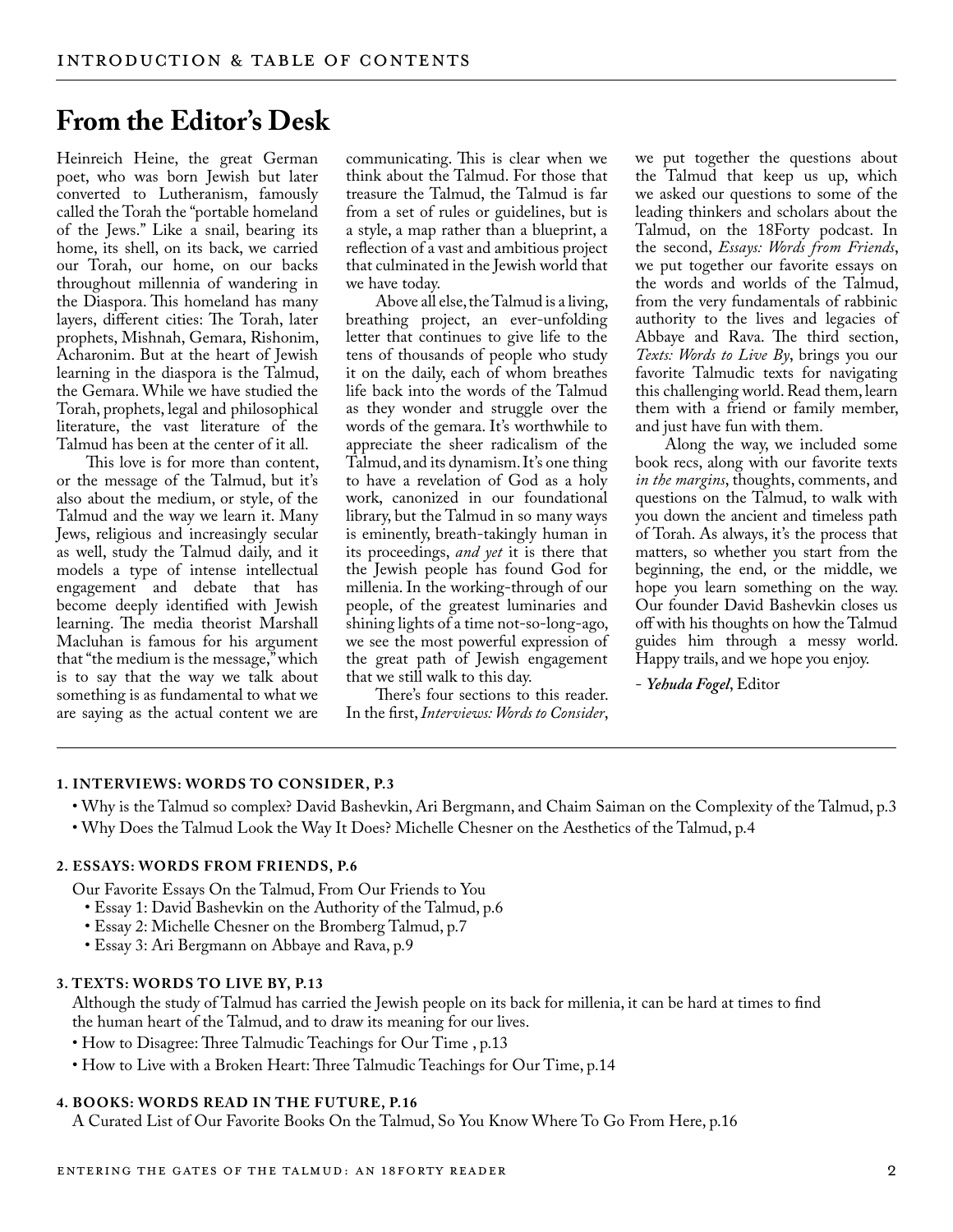# From the Editor's Desk

Heinreich Heine, the great German poet, who was born Jewish but later converted to Lutheranism, famously called the Torah the "portable homeland of the Jews." Like a snail, bearing its home, its shell, on its back, we carried our Torah, our home, on our backs throughout millennia of wandering in the Diaspora. This homeland has many layers, different cities: The Torah, later prophets, Mishnah, Gemara, Rishonim, Acharonim. But at the heart of Jewish learning in the diaspora is the Talmud, the Gemara. While we have studied the Torah, prophets, legal and philosophical literature, the vast literature of the Talmud has been at the center of it all.

This love is for more than content, or the message of the Talmud, but it's also about the medium, or style, of the Talmud and the way we learn it. Many Jews, religious and increasingly secular as well, study the Talmud daily, and it models a type of intense intellectual engagement and debate that has become deeply identified with Jewish learning. The media theorist Marshall Macluhan is famous for his argument that "the medium is the message," which is to say that the way we talk about something is as fundamental to what we are saying as the actual content we are communicating. This is clear when we think about the Talmud. For those that treasure the Talmud, the Talmud is far from a set of rules or guidelines, but is a style, a map rather than a blueprint, a reflection of a vast and ambitious project that culminated in the Jewish world that we have today.

Above all else, the Talmud is a living, breathing project, an ever-unfolding letter that continues to give life to the tens of thousands of people who study it on the daily, each of whom breathes life back into the words of the Talmud as they wonder and struggle over the words of the gemara. It's worthwhile to appreciate the sheer radicalism of the Talmud, and its dynamism. It's one thing to have a revelation of God as a holy work, canonized in our foundational library, but the Talmud in so many ways is eminently, breath-takingly human in its proceedings, *and yet* it is there that the Jewish people has found God for millenia. In the working-through of our people, of the greatest luminaries and shining lights of a time not-so-long-ago, we see the most powerful expression of the great path of Jewish engagement that we still walk to this day.

There's four sections to this reader. In the first, *Interviews: Words to Consider*, we put together the questions about the Talmud that keep us up, which we asked our questions to some of the leading thinkers and scholars about the Talmud, on the 18Forty podcast. In the second, *Essays: Words from Friends*, we put together our favorite essays on the words and worlds of the Talmud, from the very fundamentals of rabbinic authority to the lives and legacies of Abbaye and Rava. The third section, *Texts: Words to Live By*, brings you our favorite Talmudic texts for navigating this challenging world. Read them, learn them with a friend or family member, and just have fun with them.

Along the way, we included some book recs, along with our favorite texts *in the margins*, thoughts, comments, and questions on the Talmud, to walk with you down the ancient and timeless path of Torah. As always, it's the process that matters, so whether you start from the beginning, the end, or the middle, we hope you learn something on the way. Our founder David Bashevkin closes us off with his thoughts on how the Talmud guides him through a messy world. Happy trails, and we hope you enjoy.

- ***Yehuda Fogel***, Editor

---

### 1. Interviews: Words to Consider, p.3

- Why is the Talmud so complex? David Bashevkin, Ari Bergmann, and Chaim Saiman on the Complexity of the Talmud, p.3
- Why Does the Talmud Look the Way It Does? Michelle Chesner on the Aesthetics of the Talmud, p.4

### 2. Essays: Words from Friends, p.6

Our Favorite Essays On the Talmud, From Our Friends to You

- Essay 1: David Bashevkin on the Authority of the Talmud, p.6
- Essay 2: Michelle Chesner on the Bromberg Talmud, p.7
- Essay 3: Ari Bergmann on Abbaye and Rava, p.9

### 3. Texts: Words to Live By, p.13

Although the study of Talmud has carried the Jewish people on its back for millenia, it can be hard at times to find the human heart of the Talmud, and to draw its meaning for our lives.

- How to Disagree: Three Talmudic Teachings for Our Time , p.13
- How to Live with a Broken Heart: Three Talmudic Teachings for Our Time, p.14

### 4. Books: Words Read in the Future, p.16

A Curated List of Our Favorite Books On the Talmud, So You Know Where To Go From Here, p.16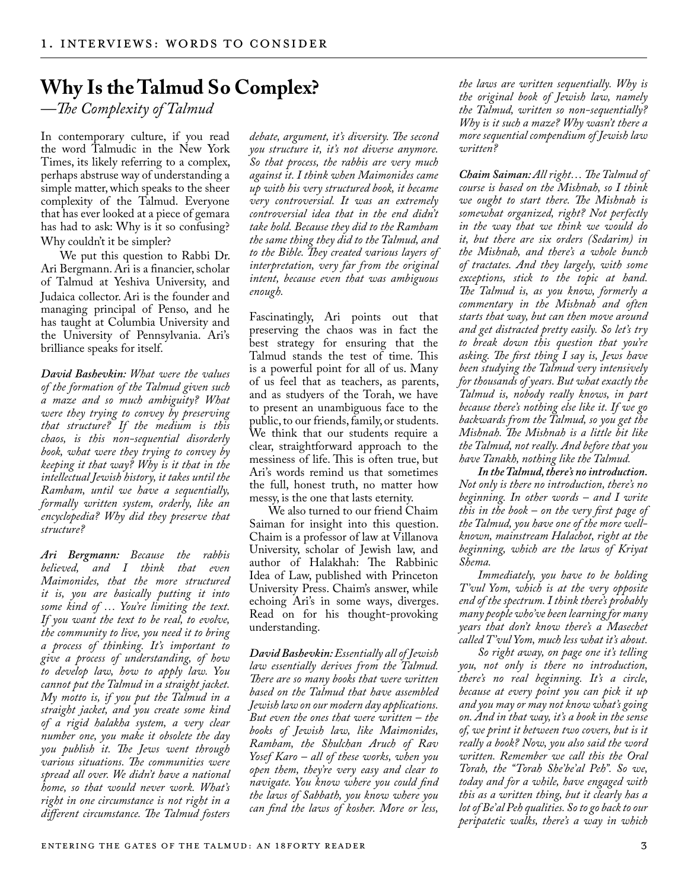# Why Is the Talmud So Complex?

*—The Complexity of Talmud*

In contemporary culture, if you read the word Talmudic in the New York Times, its likely referring to a complex, perhaps abstruse way of understanding a simple matter, which speaks to the sheer complexity of the Talmud. Everyone that has ever looked at a piece of gemara has had to ask: Why is it so confusing? Why couldn't it be simpler?

We put this question to Rabbi Dr. Ari Bergmann. Ari is a financier, scholar of Talmud at Yeshiva University, and Judaica collector. Ari is the founder and managing principal of Penso, and he has taught at Columbia University and the University of Pennsylvania. Ari's brilliance speaks for itself.

***David Bashevkin:*** *What were the values of the formation of the Talmud given such a maze and so much ambiguity? What were they trying to convey by preserving that structure? If the medium is this chaos, is this non-sequential disorderly book, what were they trying to convey by keeping it that way? Why is it that in the intellectual Jewish history, it takes until the Rambam, until we have a sequentially, formally written system, orderly, like an encyclopedia? Why did they preserve that structure?*

***Ari Bergmann:*** *Because the rabbis believed, and I think that even Maimonides, that the more structured it is, you are basically putting it into some kind of … You're limiting the text. If you want the text to be real, to evolve, the community to live, you need it to bring a process of thinking. It's important to give a process of understanding, of how to develop law, how to apply law. You cannot put the Talmud in a straight jacket. My motto is, if you put the Talmud in a straight jacket, and you create some kind of a rigid halakha system, a very clear number one, you make it obsolete the day you publish it. The Jews went through various situations. The communities were spread all over. We didn't have a national home, so that would never work. What's right in one circumstance is not right in a different circumstance. The Talmud fosters debate, argument, it's diversity. The second you structure it, it's not diverse anymore. So that process, the rabbis are very much against it. I think when Maimonides came up with his very structured book, it became very controversial. It was an extremely controversial idea that in the end didn't take hold. Because they did to the Rambam the same thing they did to the Talmud, and to the Bible. They created various layers of interpretation, very far from the original intent, because even that was ambiguous enough.*

Fascinatingly, Ari points out that preserving the chaos was in fact the best strategy for ensuring that the Talmud stands the test of time. This is a powerful point for all of us. Many of us feel that as teachers, as parents, and as studyers of the Torah, we have to present an unambiguous face to the public, to our friends, family, or students. We think that our students require a clear, straightforward approach to the messiness of life. This is often true, but Ari's words remind us that sometimes the full, honest truth, no matter how messy, is the one that lasts eternity.

We also turned to our friend Chaim Saiman for insight into this question. Chaim is a professor of law at Villanova University, scholar of Jewish law, and author of Halakhah: The Rabbinic Idea of Law, published with Princeton University Press. Chaim's answer, while echoing Ari's in some ways, diverges. Read on for his thought-provoking understanding.

***David Bashevkin:*** *Essentially all of Jewish law essentially derives from the Talmud. There are so many books that were written based on the Talmud that have assembled Jewish law on our modern day applications. But even the ones that were written – the books of Jewish law, like Maimonides, Rambam, the Shulchan Aruch of Rav Yosef Karo – all of these works, when you open them, they're very easy and clear to navigate. You know where you could find the laws of Sabbath, you know where you can find the laws of kosher. More or less, the laws are written sequentially. Why is the original book of Jewish law, namely the Talmud, written so non-sequentially? Why is it such a maze? Why wasn't there a more sequential compendium of Jewish law written?*

***Chaim Saiman:*** *All right… The Talmud of course is based on the Mishnah, so I think we ought to start there. The Mishnah is somewhat organized, right? Not perfectly in the way that we think we would do it, but there are six orders (Sedarim) in the Mishnah, and there's a whole bunch of tractates. And they largely, with some exceptions, stick to the topic at hand. The Talmud is, as you know, formerly a commentary in the Mishnah and often starts that way, but can then move around and get distracted pretty easily. So let's try to break down this question that you're asking. The first thing I say is, Jews have been studying the Talmud very intensively for thousands of years. But what exactly the Talmud is, nobody really knows, in part because there's nothing else like it. If we go backwards from the Talmud, so you get the Mishnah. The Mishnah is a little bit like the Talmud, not really. And before that you have Tanakh, nothing like the Talmud.*

***In the Talmud, there's no introduction.*** *Not only is there no introduction, there's no beginning. In other words – and I write this in the book – on the very first page of the Talmud, you have one of the more well-known, mainstream Halachot, right at the beginning, which are the laws of Kriyat Shema.*

*Immediately, you have to be holding T'vul Yom, which is at the very opposite end of the spectrum. I think there's probably many people who've been learning for many years that don't know there's a Masechet called T'vul Yom, much less what it's about.*

*So right away, on page one it's telling you, not only is there no introduction, there's no real beginning. It's a circle, because at every point you can pick it up and you may or may not know what's going on. And in that way, it's a book in the sense of, we print it between two covers, but is it really a book? Now, you also said the word written. Remember we call this the Oral Torah, the "Torah She'be'al Peh". So we, today and for a while, have engaged with this as a written thing, but it clearly has a lot of Be'al Peh qualities. So to go back to our peripatetic walks, there's a way in which*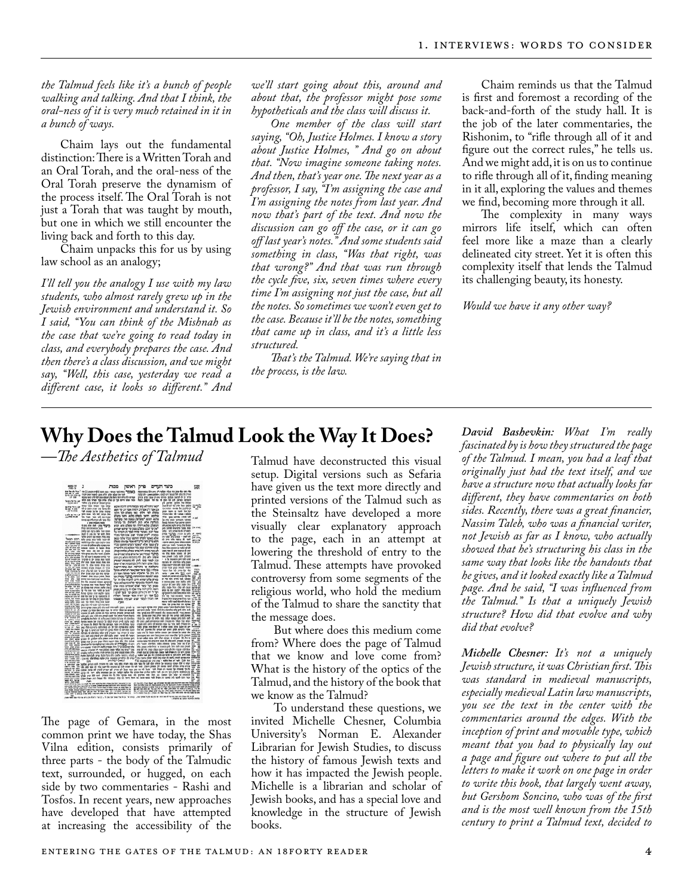*the Talmud feels like it's a bunch of people walking and talking. And that I think, the oral-ness of it is very much retained in it in a bunch of ways.*

Chaim lays out the fundamental distinction: There is a Written Torah and an Oral Torah, and the oral-ness of the Oral Torah preserve the dynamism of the process itself. The Oral Torah is not just a Torah that was taught by mouth, but one in which we still encounter the living back and forth to this day.

Chaim unpacks this for us by using law school as an analogy;

*I'll tell you the analogy I use with my law students, who almost rarely grew up in the Jewish environment and understand it. So I said, "You can think of the Mishnah as the case that we're going to read today in class, and everybody prepares the case. And then there's a class discussion, and we might say, "Well, this case, yesterday we read a different case, it looks so different." And we'll start going about this, around and about that, the professor might pose some hypotheticals and the class will discuss it.*

*One member of the class will start saying, "Oh, Justice Holmes. I know a story about Justice Holmes, " And go on about that. "Now imagine someone taking notes. And then, that's year one. The next year as a professor, I say, "I'm assigning the case and I'm assigning the notes from last year. And now that's part of the text. And now the discussion can go off the case, or it can go off last year's notes." And some students said something in class, "Was that right, was that wrong?" And that was run through the cycle five, six, seven times where every time I'm assigning not just the case, but all the notes. So sometimes we won't even get to the case. Because it'll be the notes, something that came up in class, and it's a little less structured.*

*That's the Talmud. We're saying that in the process, is the law.*

Chaim reminds us that the Talmud is first and foremost a recording of the back-and-forth of the study hall. It is the job of the later commentaries, the Rishonim, to "rifle through all of it and figure out the correct rules," he tells us. And we might add, it is on us to continue to rifle through all of it, finding meaning in it all, exploring the values and themes we find, becoming more through it all.

The complexity in many ways mirrors life itself, which can often feel more like a maze than a clearly delineated city street. Yet it is often this complexity itself that lends the Talmud its challenging beauty, its honesty.

*Would we have it any other way?*

---

# Why Does the Talmud Look the Way It Does?

*—The Aesthetics of Talmud*

The page of Gemara, in the most common print we have today, the Shas Vilna edition, consists primarily of three parts - the body of the Talmudic text, surrounded, or hugged, on each side by two commentaries - Rashi and Tosfos. In recent years, new approaches have developed that have attempted at increasing the accessibility of the Talmud have deconstructed this visual setup. Digital versions such as Sefaria have given us the text more directly and printed versions of the Talmud such as the Steinsaltz have developed a more visually clear explanatory approach to the page, each in an attempt at lowering the threshold of entry to the Talmud. These attempts have provoked controversy from some segments of the religious world, who hold the medium of the Talmud to share the sanctity that the message does.

But where does this medium come from? Where does the page of Talmud that we know and love come from? What is the history of the optics of the Talmud, and the history of the book that we know as the Talmud?

To understand these questions, we invited Michelle Chesner, Columbia University's Norman E. Alexander Librarian for Jewish Studies, to discuss the history of famous Jewish texts and how it has impacted the Jewish people. Michelle is a librarian and scholar of Jewish books, and has a special love and knowledge in the structure of Jewish books.

***David Bashevkin:*** *What I'm really fascinated by is how they structured the page of the Talmud. I mean, you had a leaf that originally just had the text itself, and we have a structure now that actually looks far different, they have commentaries on both sides. Recently, there was a great financier, Nassim Taleb, who was a financial writer, not Jewish as far as I know, who actually showed that he's structuring his class in the same way that looks like the handouts that he gives, and it looked exactly like a Talmud page. And he said, "I was influenced from the Talmud." Is that a uniquely Jewish structure? How did that evolve and why did that evolve?*

***Michelle Chesner:*** *It's not a uniquely Jewish structure, it was Christian first. This was standard in medieval manuscripts, especially medieval Latin law manuscripts, you see the text in the center with the commentaries around the edges. With the inception of print and movable type, which meant that you had to physically lay out a page and figure out where to put all the letters to make it work on one page in order to write this book, that largely went away, but Gershom Soncino, who was of the first and is the most well known from the 15th century to print a Talmud text, decided to*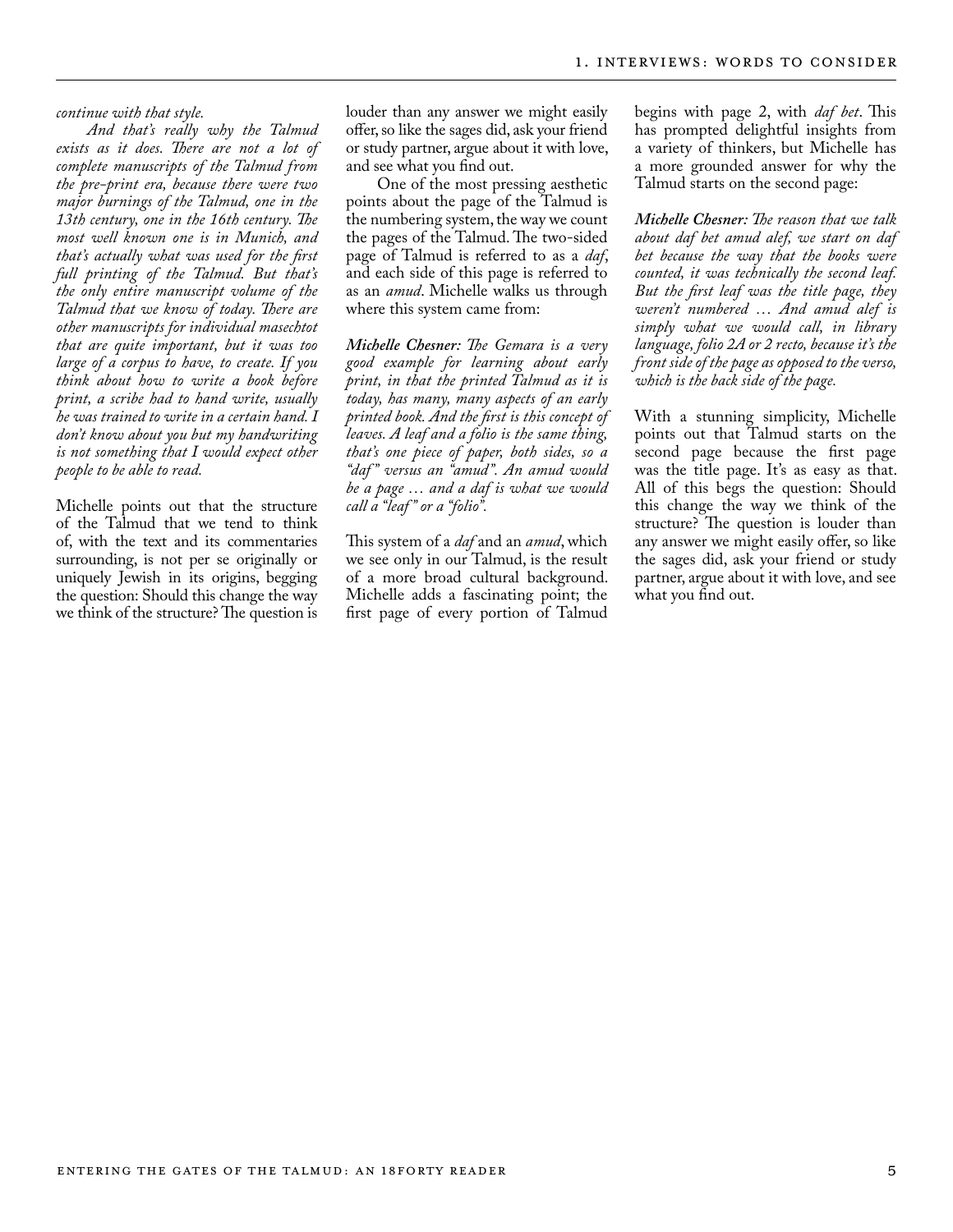*continue with that style.*

*And that's really why the Talmud exists as it does. There are not a lot of complete manuscripts of the Talmud from the pre-print era, because there were two major burnings of the Talmud, one in the 13th century, one in the 16th century. The most well known one is in Munich, and that's actually what was used for the first full printing of the Talmud. But that's the only entire manuscript volume of the Talmud that we know of today. There are other manuscripts for individual masechtot that are quite important, but it was too large of a corpus to have, to create. If you think about how to write a book before print, a scribe had to hand write, usually he was trained to write in a certain hand. I don't know about you but my handwriting is not something that I would expect other people to be able to read.*

Michelle points out that the structure of the Talmud that we tend to think of, with the text and its commentaries surrounding, is not per se originally or uniquely Jewish in its origins, begging the question: Should this change the way we think of the structure? The question is louder than any answer we might easily offer, so like the sages did, ask your friend or study partner, argue about it with love, and see what you find out.

One of the most pressing aesthetic points about the page of the Talmud is the numbering system, the way we count the pages of the Talmud. The two-sided page of Talmud is referred to as a *daf*, and each side of this page is referred to as an *amud*. Michelle walks us through where this system came from:

***Michelle Chesner:*** *The Gemara is a very good example for learning about early print, in that the printed Talmud as it is today, has many, many aspects of an early printed book. And the first is this concept of leaves. A leaf and a folio is the same thing, that's one piece of paper, both sides, so a "daf" versus an "amud". An amud would be a page … and a daf is what we would call a "leaf" or a "folio".*

This system of a *daf* and an *amud*, which we see only in our Talmud, is the result of a more broad cultural background. Michelle adds a fascinating point; the first page of every portion of Talmud begins with page 2, with *daf bet*. This has prompted delightful insights from a variety of thinkers, but Michelle has a more grounded answer for why the Talmud starts on the second page:

***Michelle Chesner:*** *The reason that we talk about daf bet amud alef, we start on daf bet because the way that the books were counted, it was technically the second leaf. But the first leaf was the title page, they weren't numbered … And amud alef is simply what we would call, in library language, folio 2A or 2 recto, because it's the front side of the page as opposed to the verso, which is the back side of the page.*

With a stunning simplicity, Michelle points out that Talmud starts on the second page because the first page was the title page. It's as easy as that. All of this begs the question: Should this change the way we think of the structure? The question is louder than any answer we might easily offer, so like the sages did, ask your friend or study partner, argue about it with love, and see what you find out.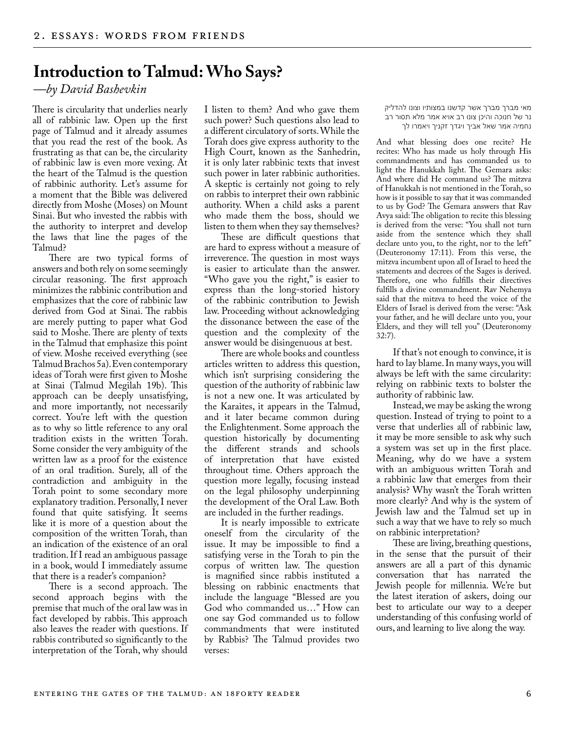# Introduction to Talmud: Who Says?

*—by David Bashevkin*

There is circularity that underlies nearly all of rabbinic law. Open up the first page of Talmud and it already assumes that you read the rest of the book. As frustrating as that can be, the circularity of rabbinic law is even more vexing. At the heart of the Talmud is the question of rabbinic authority. Let's assume for a moment that the Bible was delivered directly from Moshe (Moses) on Mount Sinai. But who invested the rabbis with the authority to interpret and develop the laws that line the pages of the Talmud?

There are two typical forms of answers and both rely on some seemingly circular reasoning. The first approach minimizes the rabbinic contribution and emphasizes that the core of rabbinic law derived from God at Sinai. The rabbis are merely putting to paper what God said to Moshe. There are plenty of texts in the Talmud that emphasize this point of view. Moshe received everything (see Talmud Brachos 5a). Even contemporary ideas of Torah were first given to Moshe at Sinai (Talmud Megilah 19b). This approach can be deeply unsatisfying, and more importantly, not necessarily correct. You're left with the question as to why so little reference to any oral tradition exists in the written Torah. Some consider the very ambiguity of the written law as a proof for the existence of an oral tradition. Surely, all of the contradiction and ambiguity in the Torah point to some secondary more explanatory tradition. Personally, I never found that quite satisfying. It seems like it is more of a question about the composition of the written Torah, than an indication of the existence of an oral tradition. If I read an ambiguous passage in a book, would I immediately assume that there is a reader's companion?

There is a second approach. The second approach begins with the premise that much of the oral law was in fact developed by rabbis. This approach also leaves the reader with questions. If rabbis contributed so significantly to the interpretation of the Torah, why should I listen to them? And who gave them such power? Such questions also lead to a different circulatory of sorts. While the Torah does give express authority to the High Court, known as the Sanhedrin, it is only later rabbinic texts that invest such power in later rabbinic authorities. A skeptic is certainly not going to rely on rabbis to interpret their own rabbinic authority. When a child asks a parent who made them the boss, should we listen to them when they say themselves?

These are difficult questions that are hard to express without a measure of irreverence. The question in most ways is easier to articulate than the answer. "Who gave you the right," is easier to express than the long-storied history of the rabbinic contribution to Jewish law. Proceeding without acknowledging the dissonance between the ease of the question and the complexity of the answer would be disingenuous at best.

There are whole books and countless articles written to address this question, which isn't surprising considering the question of the authority of rabbinic law is not a new one. It was articulated by the Karaites, it appears in the Talmud, and it later became common during the Enlightenment. Some approach the question historically by documenting the different strands and schools of interpretation that have existed throughout time. Others approach the question more legally, focusing instead on the legal philosophy underpinning the development of the Oral Law. Both are included in the further readings.

It is nearly impossible to extricate oneself from the circularity of the issue. It may be impossible to find a satisfying verse in the Torah to pin the corpus of written law. The question is magnified since rabbis instituted a blessing on rabbinic enactments that include the language "Blessed are you God who commanded us…" How can one say God commanded us to follow commandments that were instituted by Rabbis? The Talmud provides two verses:

מאי מברך מברך אשר קדשנו במצותיו וצונו להדליק נר של חנוכה והיכן צונו רב אויא אמר מלא תסור רב נחמיה אמר שאל אביך ויגדך זקניך ויאמרו לך

And what blessing does one recite? He recites: Who has made us holy through His commandments and has commanded us to light the Hanukkah light. The Gemara asks: And where did He command us? The mitzva of Hanukkah is not mentioned in the Torah, so how is it possible to say that it was commanded to us by God? The Gemara answers that Rav Avya said: The obligation to recite this blessing is derived from the verse: "You shall not turn aside from the sentence which they shall declare unto you, to the right, nor to the left" (Deuteronomy 17:11). From this verse, the mitzva incumbent upon all of Israel to heed the statements and decrees of the Sages is derived. Therefore, one who fulfills their directives fulfills a divine commandment. Rav Nehemya said that the mitzva to heed the voice of the Elders of Israel is derived from the verse: "Ask your father, and he will declare unto you, your Elders, and they will tell you" (Deuteronomy 32:7).

If that's not enough to convince, it is hard to lay blame. In many ways, you will always be left with the same circularity: relying on rabbinic texts to bolster the authority of rabbinic law.

Instead, we may be asking the wrong question. Instead of trying to point to a verse that underlies all of rabbinic law, it may be more sensible to ask why such a system was set up in the first place. Meaning, why do we have a system with an ambiguous written Torah and a rabbinic law that emerges from their analysis? Why wasn't the Torah written more clearly? And why is the system of Jewish law and the Talmud set up in such a way that we have to rely so much on rabbinic interpretation?

These are living, breathing questions, in the sense that the pursuit of their answers are all a part of this dynamic conversation that has narrated the Jewish people for millennia. We're but the latest iteration of askers, doing our best to articulate our way to a deeper understanding of this confusing world of ours, and learning to live along the way.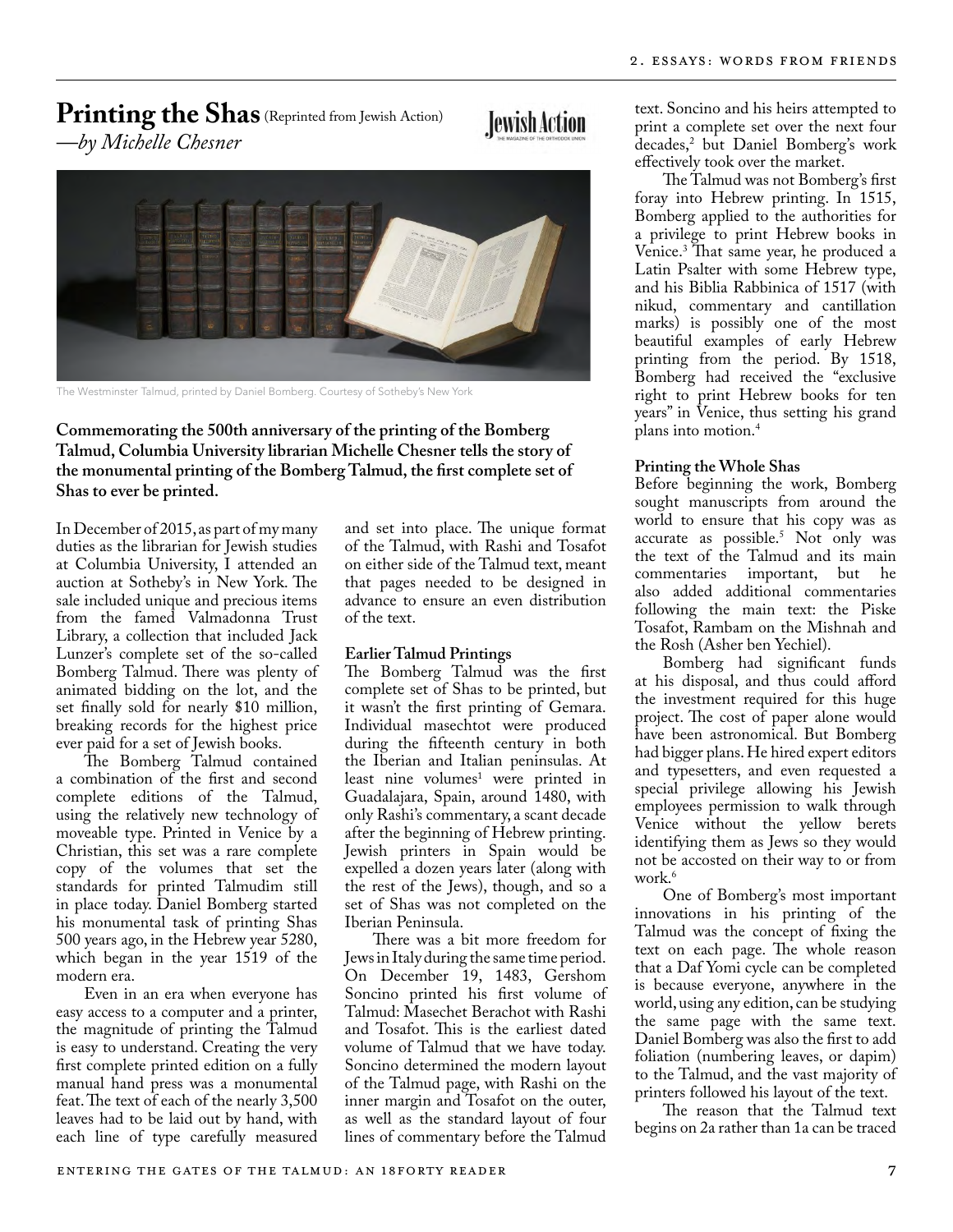# Printing the Shas (Reprinted from Jewish Action)

*—by Michelle Chesner*

The Westminster Talmud, printed by Daniel Bomberg. Courtesy of Sotheby's New York

**Commemorating the 500th anniversary of the printing of the Bomberg Talmud, Columbia University librarian Michelle Chesner tells the story of the monumental printing of the Bomberg Talmud, the first complete set of Shas to ever be printed.**

In December of 2015, as part of my many duties as the librarian for Jewish studies at Columbia University, I attended an auction at Sotheby's in New York. The sale included unique and precious items from the famed Valmadonna Trust Library, a collection that included Jack Lunzer's complete set of the so-called Bomberg Talmud. There was plenty of animated bidding on the lot, and the set finally sold for nearly $10 million, breaking records for the highest price ever paid for a set of Jewish books.

The Bomberg Talmud contained a combination of the first and second complete editions of the Talmud, using the relatively new technology of moveable type. Printed in Venice by a Christian, this set was a rare complete copy of the volumes that set the standards for printed Talmudim still in place today. Daniel Bomberg started his monumental task of printing Shas 500 years ago, in the Hebrew year 5280, which began in the year 1519 of the modern era.

Even in an era when everyone has easy access to a computer and a printer, the magnitude of printing the Talmud is easy to understand. Creating the very first complete printed edition on a fully manual hand press was a monumental feat. The text of each of the nearly 3,500 leaves had to be laid out by hand, with each line of type carefully measured and set into place. The unique format of the Talmud, with Rashi and Tosafot on either side of the Talmud text, meant that pages needed to be designed in advance to ensure an even distribution of the text.

### Earlier Talmud Printings

The Bomberg Talmud was the first complete set of Shas to be printed, but it wasn't the first printing of Gemara. Individual masechtot were produced during the fifteenth century in both the Iberian and Italian peninsulas. At least nine volumes[1] were printed in Guadalajara, Spain, around 1480, with only Rashi's commentary, a scant decade after the beginning of Hebrew printing. Jewish printers in Spain would be expelled a dozen years later (along with the rest of the Jews), though, and so a set of Shas was not completed on the Iberian Peninsula.

There was a bit more freedom for Jews in Italy during the same time period. On December 19, 1483, Gershom Soncino printed his first volume of Talmud: Masechet Berachot with Rashi and Tosafot. This is the earliest dated volume of Talmud that we have today. Soncino determined the modern layout of the Talmud page, with Rashi on the inner margin and Tosafot on the outer, as well as the standard layout of four lines of commentary before the Talmud text. Soncino and his heirs attempted to print a complete set over the next four decades,[2] but Daniel Bomberg's work effectively took over the market.

The Talmud was not Bomberg's first foray into Hebrew printing. In 1515, Bomberg applied to the authorities for a privilege to print Hebrew books in Venice.[3] That same year, he produced a Latin Psalter with some Hebrew type, and his Biblia Rabbinica of 1517 (with nikud, commentary and cantillation marks) is possibly one of the most beautiful examples of early Hebrew printing from the period. By 1518, Bomberg had received the "exclusive right to print Hebrew books for ten years" in Venice, thus setting his grand plans into motion.[4]

### Printing the Whole Shas

Before beginning the work, Bomberg sought manuscripts from around the world to ensure that his copy was as accurate as possible.[5] Not only was the text of the Talmud and its main commentaries important, but he also added additional commentaries following the main text: the Piske Tosafot, Rambam on the Mishnah and the Rosh (Asher ben Yechiel).

Bomberg had significant funds at his disposal, and thus could afford the investment required for this huge project. The cost of paper alone would have been astronomical. But Bomberg had bigger plans. He hired expert editors and typesetters, and even requested a special privilege allowing his Jewish employees permission to walk through Venice without the yellow berets identifying them as Jews so they would not be accosted on their way to or from work.[6]

One of Bomberg's most important innovations in his printing of the Talmud was the concept of fixing the text on each page. The whole reason that a Daf Yomi cycle can be completed is because everyone, anywhere in the world, using any edition, can be studying the same page with the same text. Daniel Bomberg was also the first to add foliation (numbering leaves, or dapim) to the Talmud, and the vast majority of printers followed his layout of the text.

The reason that the Talmud text begins on 2a rather than 1a can be traced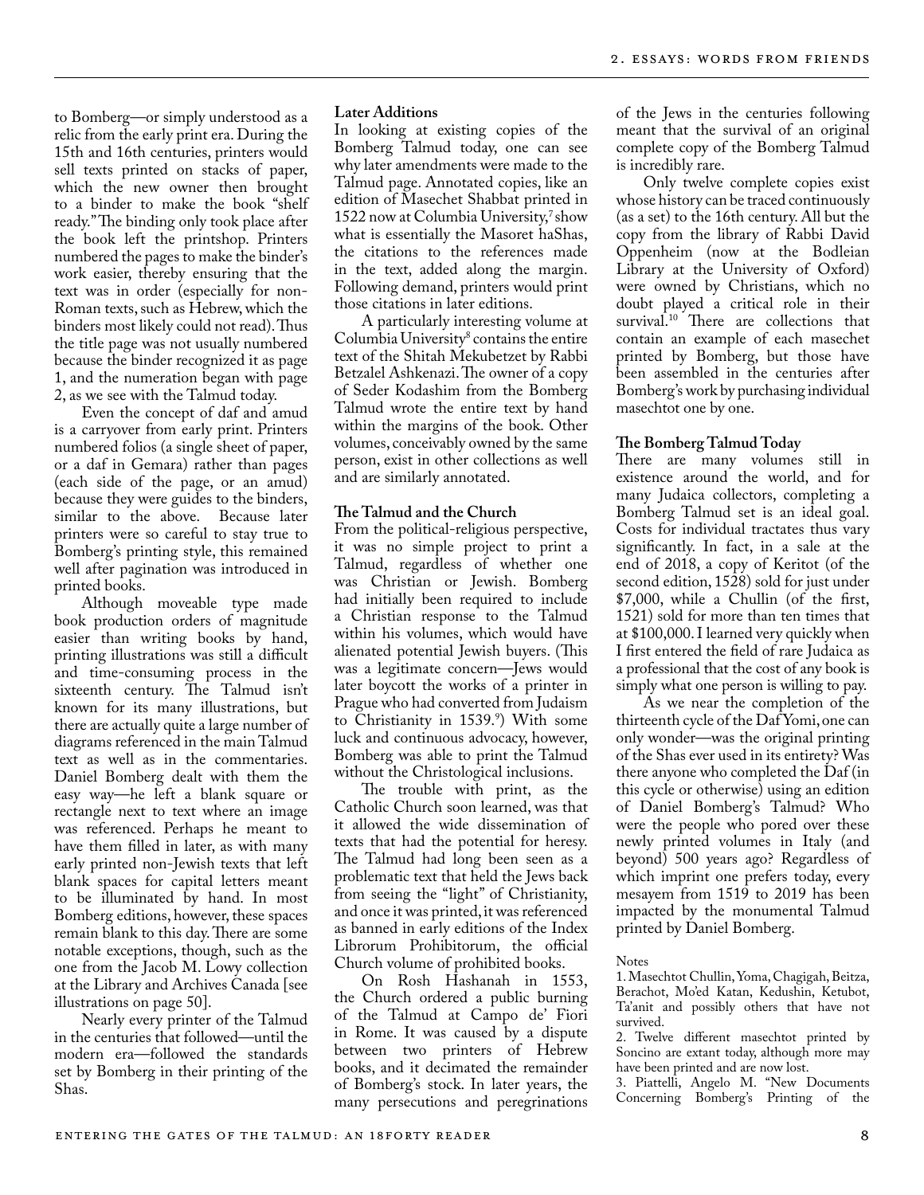to Bomberg—or simply understood as a relic from the early print era. During the 15th and 16th centuries, printers would sell texts printed on stacks of paper, which the new owner then brought to a binder to make the book "shelf ready." The binding only took place after the book left the printshop. Printers numbered the pages to make the binder's work easier, thereby ensuring that the text was in order (especially for non-Roman texts, such as Hebrew, which the binders most likely could not read). Thus the title page was not usually numbered because the binder recognized it as page 1, and the numeration began with page 2, as we see with the Talmud today.

Even the concept of daf and amud is a carryover from early print. Printers numbered folios (a single sheet of paper, or a daf in Gemara) rather than pages (each side of the page, or an amud) because they were guides to the binders, similar to the above. Because later printers were so careful to stay true to Bomberg's printing style, this remained well after pagination was introduced in printed books.

Although moveable type made book production orders of magnitude easier than writing books by hand, printing illustrations was still a difficult and time-consuming process in the sixteenth century. The Talmud isn't known for its many illustrations, but there are actually quite a large number of diagrams referenced in the main Talmud text as well as in the commentaries. Daniel Bomberg dealt with them the easy way—he left a blank square or rectangle next to text where an image was referenced. Perhaps he meant to have them filled in later, as with many early printed non-Jewish texts that left blank spaces for capital letters meant to be illuminated by hand. In most Bomberg editions, however, these spaces remain blank to this day. There are some notable exceptions, though, such as the one from the Jacob M. Lowy collection at the Library and Archives Canada [see illustrations on page 50].

Nearly every printer of the Talmud in the centuries that followed—until the modern era—followed the standards set by Bomberg in their printing of the Shas.

**Later Additions**

In looking at existing copies of the Bomberg Talmud today, one can see why later amendments were made to the Talmud page. Annotated copies, like an edition of Masechet Shabbat printed in 1522 now at Columbia University,[7] show what is essentially the Masoret haShas, the citations to the references made in the text, added along the margin. Following demand, printers would print those citations in later editions.

A particularly interesting volume at Columbia University[8] contains the entire text of the Shitah Mekubetzet by Rabbi Betzalel Ashkenazi. The owner of a copy of Seder Kodashim from the Bomberg Talmud wrote the entire text by hand within the margins of the book. Other volumes, conceivably owned by the same person, exist in other collections as well and are similarly annotated.

**The Talmud and the Church**

From the political-religious perspective, it was no simple project to print a Talmud, regardless of whether one was Christian or Jewish. Bomberg had initially been required to include a Christian response to the Talmud within his volumes, which would have alienated potential Jewish buyers. (This was a legitimate concern—Jews would later boycott the works of a printer in Prague who had converted from Judaism to Christianity in 1539.[9]) With some luck and continuous advocacy, however, Bomberg was able to print the Talmud without the Christological inclusions.

The trouble with print, as the Catholic Church soon learned, was that it allowed the wide dissemination of texts that had the potential for heresy. The Talmud had long been seen as a problematic text that held the Jews back from seeing the "light" of Christianity, and once it was printed, it was referenced as banned in early editions of the Index Librorum Prohibitorum, the official Church volume of prohibited books.

On Rosh Hashanah in 1553, the Church ordered a public burning of the Talmud at Campo de' Fiori in Rome. It was caused by a dispute between two printers of Hebrew books, and it decimated the remainder of Bomberg's stock. In later years, the many persecutions and peregrinations of the Jews in the centuries following meant that the survival of an original complete copy of the Bomberg Talmud is incredibly rare.

Only twelve complete copies exist whose history can be traced continuously (as a set) to the 16th century. All but the copy from the library of Rabbi David Oppenheim (now at the Bodleian Library at the University of Oxford) were owned by Christians, which no doubt played a critical role in their survival.[10] There are collections that contain an example of each masechet printed by Bomberg, but those have been assembled in the centuries after Bomberg's work by purchasing individual masechtot one by one.

**The Bomberg Talmud Today**

There are many volumes still in existence around the world, and for many Judaica collectors, completing a Bomberg Talmud set is an ideal goal. Costs for individual tractates thus vary significantly. In fact, in a sale at the end of 2018, a copy of Keritot (of the second edition, 1528) sold for just under $7,000, while a Chullin (of the first, 1521) sold for more than ten times that at $100,000. I learned very quickly when I first entered the field of rare Judaica as a professional that the cost of any book is simply what one person is willing to pay.

As we near the completion of the thirteenth cycle of the Daf Yomi, one can only wonder—was the original printing of the Shas ever used in its entirety? Was there anyone who completed the Daf (in this cycle or otherwise) using an edition of Daniel Bomberg's Talmud? Who were the people who pored over these newly printed volumes in Italy (and beyond) 500 years ago? Regardless of which imprint one prefers today, every mesayem from 1519 to 2019 has been impacted by the monumental Talmud printed by Daniel Bomberg.

Notes

1. Masechtot Chullin, Yoma, Chagigah, Beitza, Berachot, Mo'ed Katan, Kedushin, Ketubot, Ta'anit and possibly others that have not survived.
2. Twelve different masechtot printed by Soncino are extant today, although more may have been printed and are now lost.
3. Piattelli, Angelo M. "New Documents Concerning Bomberg's Printing of the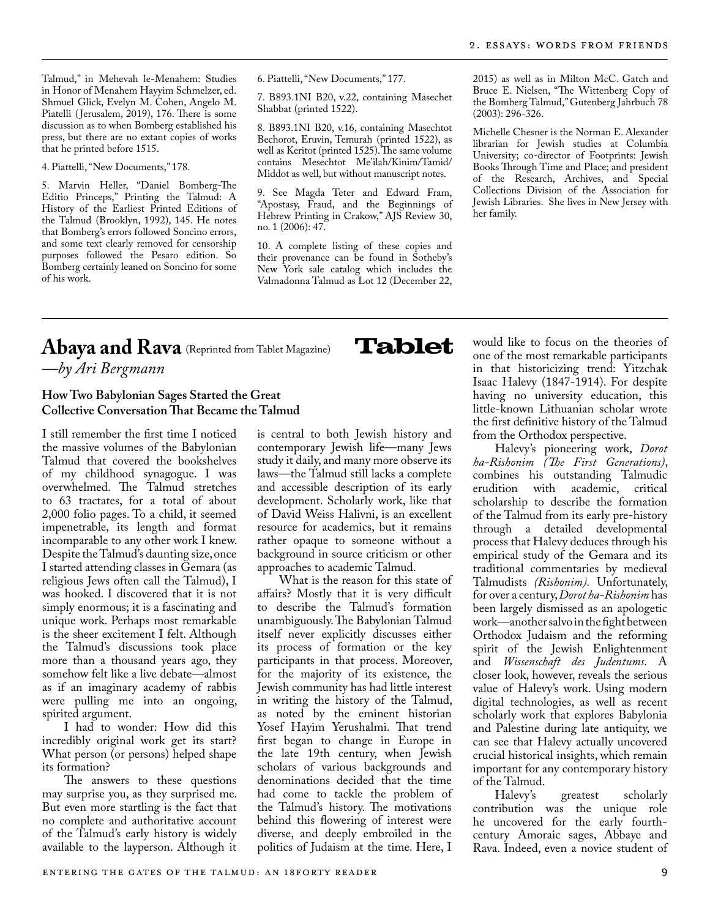Talmud," in Mehevah le-Menahem: Studies in Honor of Menahem Hayyim Schmelzer, ed. Shmuel Glick, Evelyn M. Cohen, Angelo M. Piatelli (Jerusalem, 2019), 176. There is some discussion as to when Bomberg established his press, but there are no extant copies of works that he printed before 1515.

4. Piattelli, "New Documents," 178.

5. Marvin Heller, "Daniel Bomberg-The Editio Princeps," Printing the Talmud: A History of the Earliest Printed Editions of the Talmud (Brooklyn, 1992), 145. He notes that Bomberg's errors followed Soncino errors, and some text clearly removed for censorship purposes followed the Pesaro edition. So Bomberg certainly leaned on Soncino for some of his work.

6. Piattelli, "New Documents," 177.

7. B893.1NI B20, v.22, containing Masechet Shabbat (printed 1522).

8. B893.1NI B20, v.16, containing Masechtot Bechorot, Eruvin, Temurah (printed 1522), as well as Keritot (printed 1525). The same volume contains Mesechtot Me'ilah/Kinim/Tamid/Middot as well, but without manuscript notes.

9. See Magda Teter and Edward Fram, "Apostasy, Fraud, and the Beginnings of Hebrew Printing in Crakow," AJS Review 30, no. 1 (2006): 47.

10. A complete listing of these copies and their provenance can be found in Sotheby's New York sale catalog which includes the Valmadonna Talmud as Lot 12 (December 22, 2015) as well as in Milton McC. Gatch and Bruce E. Nielsen, "The Wittenberg Copy of the Bomberg Talmud," Gutenberg Jahrbuch 78 (2003): 296-326.

Michelle Chesner is the Norman E. Alexander librarian for Jewish studies at Columbia University; co-director of Footprints: Jewish Books Through Time and Place; and president of the Research, Archives, and Special Collections Division of the Association for Jewish Libraries. She lives in New Jersey with her family.

---

# Abaya and Rava (Reprinted from Tablet Magazine)

**Tablet**

*—by Ari Bergmann*

### How Two Babylonian Sages Started the Great Collective Conversation That Became the Talmud

I still remember the first time I noticed the massive volumes of the Babylonian Talmud that covered the bookshelves of my childhood synagogue. I was overwhelmed. The Talmud stretches to 63 tractates, for a total of about 2,000 folio pages. To a child, it seemed impenetrable, its length and format incomparable to any other work I knew. Despite the Talmud's daunting size, once I started attending classes in Gemara (as religious Jews often call the Talmud), I was hooked. I discovered that it is not simply enormous; it is a fascinating and unique work. Perhaps most remarkable is the sheer excitement I felt. Although the Talmud's discussions took place more than a thousand years ago, they somehow felt like a live debate—almost as if an imaginary academy of rabbis were pulling me into an ongoing, spirited argument.

I had to wonder: How did this incredibly original work get its start? What person (or persons) helped shape its formation?

The answers to these questions may surprise you, as they surprised me. But even more startling is the fact that no complete and authoritative account of the Talmud's early history is widely available to the layperson. Although it is central to both Jewish history and contemporary Jewish life—many Jews study it daily, and many more observe its laws—the Talmud still lacks a complete and accessible description of its early development. Scholarly work, like that of David Weiss Halivni, is an excellent resource for academics, but it remains rather opaque to someone without a background in source criticism or other approaches to academic Talmud.

What is the reason for this state of affairs? Mostly that it is very difficult to describe the Talmud's formation unambiguously. The Babylonian Talmud itself never explicitly discusses either its process of formation or the key participants in that process. Moreover, for the majority of its existence, the Jewish community has had little interest in writing the history of the Talmud, as noted by the eminent historian Yosef Hayim Yerushalmi. That trend first began to change in Europe in the late 19th century, when Jewish scholars of various backgrounds and denominations decided that the time had come to tackle the problem of the Talmud's history. The motivations behind this flowering of interest were diverse, and deeply embroiled in the politics of Judaism at the time. Here, I would like to focus on the theories of one of the most remarkable participants in that historicizing trend: Yitzchak Isaac Halevy (1847-1914). For despite having no university education, this little-known Lithuanian scholar wrote the first definitive history of the Talmud from the Orthodox perspective.

Halevy's pioneering work, *Dorot ha-Rishonim (The First Generations)*, combines his outstanding Talmudic erudition with academic, critical scholarship to describe the formation of the Talmud from its early pre-history through a detailed developmental process that Halevy deduces through his empirical study of the Gemara and its traditional commentaries by medieval Talmudists *(Rishonim).* Unfortunately, for over a century, *Dorot ha-Rishonim* has been largely dismissed as an apologetic work—another salvo in the fight between Orthodox Judaism and the reforming spirit of the Jewish Enlightenment and *Wissenschaft des Judentums*. A closer look, however, reveals the serious value of Halevy's work. Using modern digital technologies, as well as recent scholarly work that explores Babylonia and Palestine during late antiquity, we can see that Halevy actually uncovered crucial historical insights, which remain important for any contemporary history of the Talmud.

Halevy's greatest scholarly contribution was the unique role he uncovered for the early fourth-century Amoraic sages, Abbaye and Rava. Indeed, even a novice student of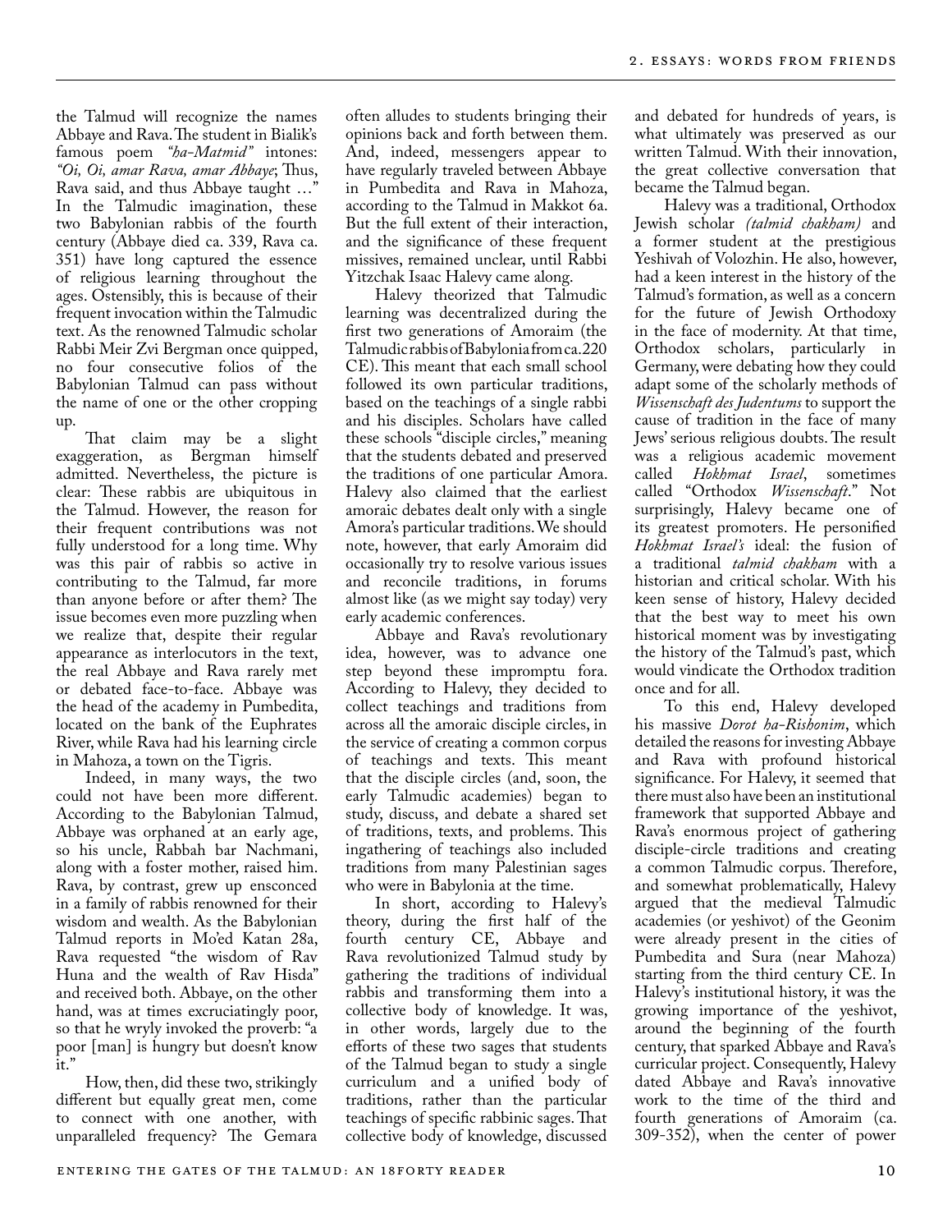the Talmud will recognize the names Abbaye and Rava. The student in Bialik's famous poem *"ha-Matmid"* intones: *"Oi, Oi, amar Rava, amar Abbaye*; Thus, Rava said, and thus Abbaye taught …" In the Talmudic imagination, these two Babylonian rabbis of the fourth century (Abbaye died ca. 339, Rava ca. 351) have long captured the essence of religious learning throughout the ages. Ostensibly, this is because of their frequent invocation within the Talmudic text. As the renowned Talmudic scholar Rabbi Meir Zvi Bergman once quipped, no four consecutive folios of the Babylonian Talmud can pass without the name of one or the other cropping up.

That claim may be a slight exaggeration, as Bergman himself admitted. Nevertheless, the picture is clear: These rabbis are ubiquitous in the Talmud. However, the reason for their frequent contributions was not fully understood for a long time. Why was this pair of rabbis so active in contributing to the Talmud, far more than anyone before or after them? The issue becomes even more puzzling when we realize that, despite their regular appearance as interlocutors in the text, the real Abbaye and Rava rarely met or debated face-to-face. Abbaye was the head of the academy in Pumbedita, located on the bank of the Euphrates River, while Rava had his learning circle in Mahoza, a town on the Tigris.

Indeed, in many ways, the two could not have been more different. According to the Babylonian Talmud, Abbaye was orphaned at an early age, so his uncle, Rabbah bar Nachmani, along with a foster mother, raised him. Rava, by contrast, grew up ensconced in a family of rabbis renowned for their wisdom and wealth. As the Babylonian Talmud reports in Mo'ed Katan 28a, Rava requested "the wisdom of Rav Huna and the wealth of Rav Hisda" and received both. Abbaye, on the other hand, was at times excruciatingly poor, so that he wryly invoked the proverb: "a poor [man] is hungry but doesn't know it."

How, then, did these two, strikingly different but equally great men, come to connect with one another, with unparalleled frequency? The Gemara often alludes to students bringing their opinions back and forth between them. And, indeed, messengers appear to have regularly traveled between Abbaye in Pumbedita and Rava in Mahoza, according to the Talmud in Makkot 6a. But the full extent of their interaction, and the significance of these frequent missives, remained unclear, until Rabbi Yitzchak Isaac Halevy came along.

Halevy theorized that Talmudic learning was decentralized during the first two generations of Amoraim (the Talmudic rabbis of Babylonia from ca. 220 CE). This meant that each small school followed its own particular traditions, based on the teachings of a single rabbi and his disciples. Scholars have called these schools "disciple circles," meaning that the students debated and preserved the traditions of one particular Amora. Halevy also claimed that the earliest amoraic debates dealt only with a single Amora's particular traditions. We should note, however, that early Amoraim did occasionally try to resolve various issues and reconcile traditions, in forums almost like (as we might say today) very early academic conferences.

Abbaye and Rava's revolutionary idea, however, was to advance one step beyond these impromptu fora. According to Halevy, they decided to collect teachings and traditions from across all the amoraic disciple circles, in the service of creating a common corpus of teachings and texts. This meant that the disciple circles (and, soon, the early Talmudic academies) began to study, discuss, and debate a shared set of traditions, texts, and problems. This ingathering of teachings also included traditions from many Palestinian sages who were in Babylonia at the time.

In short, according to Halevy's theory, during the first half of the fourth century CE, Abbaye and Rava revolutionized Talmud study by gathering the traditions of individual rabbis and transforming them into a collective body of knowledge. It was, in other words, largely due to the efforts of these two sages that students of the Talmud began to study a single curriculum and a unified body of traditions, rather than the particular teachings of specific rabbinic sages. That collective body of knowledge, discussed and debated for hundreds of years, is what ultimately was preserved as our written Talmud. With their innovation, the great collective conversation that became the Talmud began.

Halevy was a traditional, Orthodox Jewish scholar *(talmid chakham)* and a former student at the prestigious Yeshivah of Volozhin. He also, however, had a keen interest in the history of the Talmud's formation, as well as a concern for the future of Jewish Orthodoxy in the face of modernity. At that time, Orthodox scholars, particularly in Germany, were debating how they could adapt some of the scholarly methods of *Wissenschaft des Judentums* to support the cause of tradition in the face of many Jews' serious religious doubts. The result was a religious academic movement called *Hokhmat Israel*, sometimes called "Orthodox *Wissenschaft*." Not surprisingly, Halevy became one of its greatest promoters. He personified *Hokhmat Israel's* ideal: the fusion of a traditional *talmid chakham* with a historian and critical scholar. With his keen sense of history, Halevy decided that the best way to meet his own historical moment was by investigating the history of the Talmud's past, which would vindicate the Orthodox tradition once and for all.

To this end, Halevy developed his massive *Dorot ha-Rishonim*, which detailed the reasons for investing Abbaye and Rava with profound historical significance. For Halevy, it seemed that there must also have been an institutional framework that supported Abbaye and Rava's enormous project of gathering disciple-circle traditions and creating a common Talmudic corpus. Therefore, and somewhat problematically, Halevy argued that the medieval Talmudic academies (or yeshivot) of the Geonim were already present in the cities of Pumbedita and Sura (near Mahoza) starting from the third century CE. In Halevy's institutional history, it was the growing importance of the yeshivot, around the beginning of the fourth century, that sparked Abbaye and Rava's curricular project. Consequently, Halevy dated Abbaye and Rava's innovative work to the time of the third and fourth generations of Amoraim (ca. 309-352), when the center of power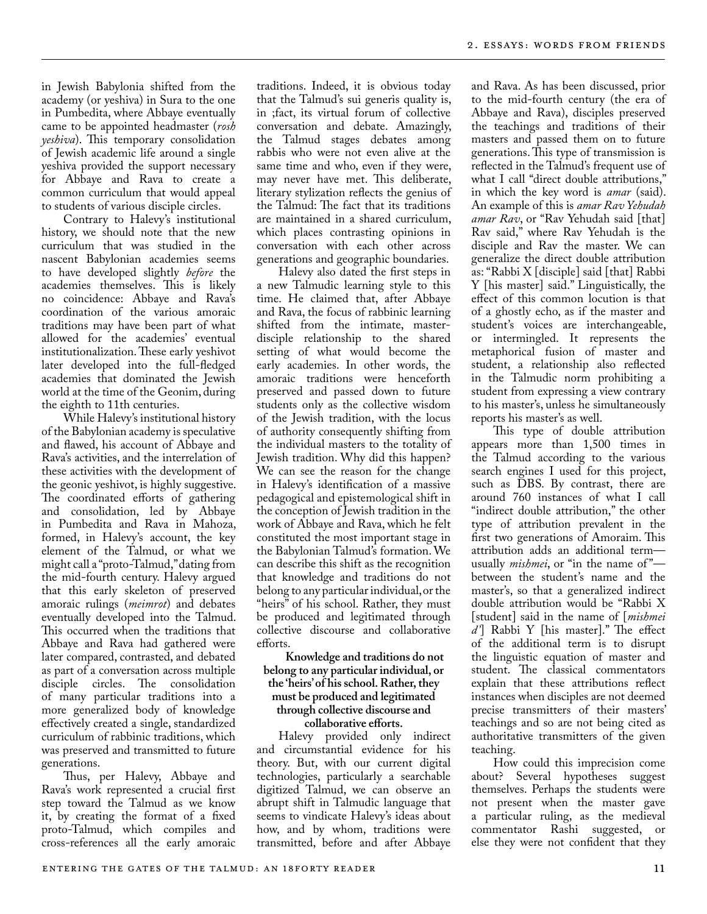in Jewish Babylonia shifted from the academy (or yeshiva) in Sura to the one in Pumbedita, where Abbaye eventually came to be appointed headmaster (*rosh yeshiva*). This temporary consolidation of Jewish academic life around a single yeshiva provided the support necessary for Abbaye and Rava to create a common curriculum that would appeal to students of various disciple circles.

Contrary to Halevy's institutional history, we should note that the new curriculum that was studied in the nascent Babylonian academies seems to have developed slightly *before* the academies themselves. This is likely no coincidence: Abbaye and Rava's coordination of the various amoraic traditions may have been part of what allowed for the academies' eventual institutionalization. These early yeshivot later developed into the full-fledged academies that dominated the Jewish world at the time of the Geonim, during the eighth to 11th centuries.

While Halevy's institutional history of the Babylonian academy is speculative and flawed, his account of Abbaye and Rava's activities, and the interrelation of these activities with the development of the geonic yeshivot, is highly suggestive. The coordinated efforts of gathering and consolidation, led by Abbaye in Pumbedita and Rava in Mahoza, formed, in Halevy's account, the key element of the Talmud, or what we might call a "proto-Talmud," dating from the mid-fourth century. Halevy argued that this early skeleton of preserved amoraic rulings (*meimrot*) and debates eventually developed into the Talmud. This occurred when the traditions that Abbaye and Rava had gathered were later compared, contrasted, and debated as part of a conversation across multiple disciple circles. The consolidation of many particular traditions into a more generalized body of knowledge effectively created a single, standardized curriculum of rabbinic traditions, which was preserved and transmitted to future generations.

Thus, per Halevy, Abbaye and Rava's work represented a crucial first step toward the Talmud as we know it, by creating the format of a fixed proto-Talmud, which compiles and cross-references all the early amoraic traditions. Indeed, it is obvious today that the Talmud's sui generis quality is, in ;fact, its virtual forum of collective conversation and debate. Amazingly, the Talmud stages debates among rabbis who were not even alive at the same time and who, even if they were, may never have met. This deliberate, literary stylization reflects the genius of the Talmud: The fact that its traditions are maintained in a shared curriculum, which places contrasting opinions in conversation with each other across generations and geographic boundaries.

Halevy also dated the first steps in a new Talmudic learning style to this time. He claimed that, after Abbaye and Rava, the focus of rabbinic learning shifted from the intimate, master-disciple relationship to the shared setting of what would become the early academies. In other words, the amoraic traditions were henceforth preserved and passed down to future students only as the collective wisdom of the Jewish tradition, with the locus of authority consequently shifting from the individual masters to the totality of Jewish tradition. Why did this happen? We can see the reason for the change in Halevy's identification of a massive pedagogical and epistemological shift in the conception of Jewish tradition in the work of Abbaye and Rava, which he felt constituted the most important stage in the Babylonian Talmud's formation. We can describe this shift as the recognition that knowledge and traditions do not belong to any particular individual, or the "heirs" of his school. Rather, they must be produced and legitimated through collective discourse and collaborative efforts.

**Knowledge and traditions do not belong to any particular individual, or the 'heirs' of his school. Rather, they must be produced and legitimated through collective discourse and collaborative efforts.**

Halevy provided only indirect and circumstantial evidence for his theory. But, with our current digital technologies, particularly a searchable digitized Talmud, we can observe an abrupt shift in Talmudic language that seems to vindicate Halevy's ideas about how, and by whom, traditions were transmitted, before and after Abbaye and Rava. As has been discussed, prior to the mid-fourth century (the era of Abbaye and Rava), disciples preserved the teachings and traditions of their masters and passed them on to future generations. This type of transmission is reflected in the Talmud's frequent use of what I call "direct double attributions," in which the key word is *amar* (said). An example of this is *amar Rav Yehudah amar Rav*, or "Rav Yehudah said [that] Rav said," where Rav Yehudah is the disciple and Rav the master. We can generalize the direct double attribution as: "Rabbi X [disciple] said [that] Rabbi Y [his master] said." Linguistically, the effect of this common locution is that of a ghostly echo, as if the master and student's voices are interchangeable, or intermingled. It represents the metaphorical fusion of master and student, a relationship also reflected in the Talmudic norm prohibiting a student from expressing a view contrary to his master's, unless he simultaneously reports his master's as well.

This type of double attribution appears more than 1,500 times in the Talmud according to the various search engines I used for this project, such as DBS. By contrast, there are around 760 instances of what I call "indirect double attribution," the other type of attribution prevalent in the first two generations of Amoraim. This attribution adds an additional term—usually *mishmei*, or "in the name of"—between the student's name and the master's, so that a generalized indirect double attribution would be "Rabbi X [student] said in the name of [*mishmei d'*] Rabbi Y [his master]." The effect of the additional term is to disrupt the linguistic equation of master and student. The classical commentators explain that these attributions reflect instances when disciples are not deemed precise transmitters of their masters' teachings and so are not being cited as authoritative transmitters of the given teaching.

How could this imprecision come about? Several hypotheses suggest themselves. Perhaps the students were not present when the master gave a particular ruling, as the medieval commentator Rashi suggested, or else they were not confident that they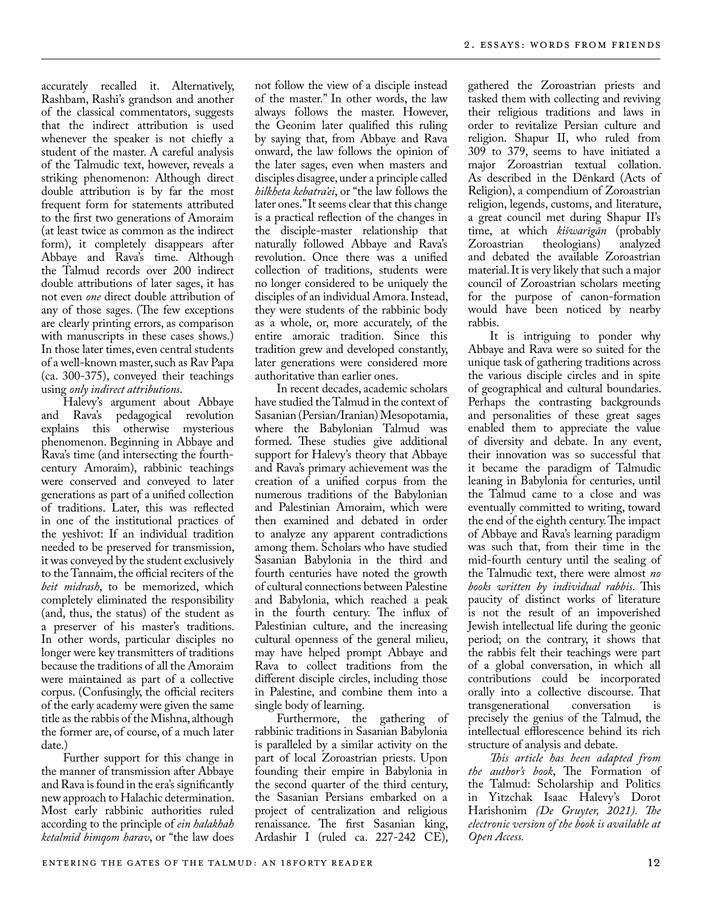accurately recalled it. Alternatively, Rashbam, Rashi's grandson and another of the classical commentators, suggests that the indirect attribution is used whenever the speaker is not chiefly a student of the master. A careful analysis of the Talmudic text, however, reveals a striking phenomenon: Although direct double attribution is by far the most frequent form for statements attributed to the first two generations of Amoraim (at least twice as common as the indirect form), it completely disappears after Abbaye and Rava's time. Although the Talmud records over 200 indirect double attributions of later sages, it has not even *one* direct double attribution of any of those sages. (The few exceptions are clearly printing errors, as comparison with manuscripts in these cases shows.) In those later times, even central students of a well-known master, such as Rav Papa (ca. 300-375), conveyed their teachings using *only indirect attributions*.

Halevy's argument about Abbaye and Rava's pedagogical revolution explains this otherwise mysterious phenomenon. Beginning in Abbaye and Rava's time (and intersecting the fourth-century Amoraim), rabbinic teachings were conserved and conveyed to later generations as part of a unified collection of traditions. Later, this was reflected in one of the institutional practices of the yeshivot: If an individual tradition needed to be preserved for transmission, it was conveyed by the student exclusively to the Tannaim, the official reciters of the *beit midrash*, to be memorized, which completely eliminated the responsibility (and, thus, the status) of the student as a preserver of his master's traditions. In other words, particular disciples no longer were key transmitters of traditions because the traditions of all the Amoraim were maintained as part of a collective corpus. (Confusingly, the official reciters of the early academy were given the same title as the rabbis of the Mishna, although the former are, of course, of a much later date.)

Further support for this change in the manner of transmission after Abbaye and Rava is found in the era's significantly new approach to Halachic determination. Most early rabbinic authorities ruled according to the principle of *ein halakhah ketalmid bimqom harav*, or "the law does not follow the view of a disciple instead of the master." In other words, the law always follows the master. However, the Geonim later qualified this ruling by saying that, from Abbaye and Rava onward, the law follows the opinion of the later sages, even when masters and disciples disagree, under a principle called *hilkheta kebatra'ei*, or "the law follows the later ones." It seems clear that this change is a practical reflection of the changes in the disciple-master relationship that naturally followed Abbaye and Rava's revolution. Once there was a unified collection of traditions, students were no longer considered to be uniquely the disciples of an individual Amora. Instead, they were students of the rabbinic body as a whole, or, more accurately, of the entire amoraic tradition. Since this tradition grew and developed constantly, later generations were considered more authoritative than earlier ones.

In recent decades, academic scholars have studied the Talmud in the context of Sasanian (Persian/Iranian) Mesopotamia, where the Babylonian Talmud was formed. These studies give additional support for Halevy's theory that Abbaye and Rava's primary achievement was the creation of a unified corpus from the numerous traditions of the Babylonian and Palestinian Amoraim, which were then examined and debated in order to analyze any apparent contradictions among them. Scholars who have studied Sasanian Babylonia in the third and fourth centuries have noted the growth of cultural connections between Palestine and Babylonia, which reached a peak in the fourth century. The influx of Palestinian culture, and the increasing cultural openness of the general milieu, may have helped prompt Abbaye and Rava to collect traditions from the different disciple circles, including those in Palestine, and combine them into a single body of learning.

Furthermore, the gathering of rabbinic traditions in Sasanian Babylonia is paralleled by a similar activity on the part of local Zoroastrian priests. Upon founding their empire in Babylonia in the second quarter of the third century, the Sasanian Persians embarked on a project of centralization and religious renaissance. The first Sasanian king, Ardashir I (ruled ca. 227-242 CE), gathered the Zoroastrian priests and tasked them with collecting and reviving their religious traditions and laws in order to revitalize Persian culture and religion. Shapur II, who ruled from 309 to 379, seems to have initiated a major Zoroastrian textual collation. As described in the Dēnkard (Acts of Religion), a compendium of Zoroastrian religion, legends, customs, and literature, a great council met during Shapur II's time, at which *kišwarīgān* (probably Zoroastrian theologians) analyzed and debated the available Zoroastrian material. It is very likely that such a major council of Zoroastrian scholars meeting for the purpose of canon-formation would have been noticed by nearby rabbis.

It is intriguing to ponder why Abbaye and Rava were so suited for the unique task of gathering traditions across the various disciple circles and in spite of geographical and cultural boundaries. Perhaps the contrasting backgrounds and personalities of these great sages enabled them to appreciate the value of diversity and debate. In any event, their innovation was so successful that it became the paradigm of Talmudic leaning in Babylonia for centuries, until the Talmud came to a close and was eventually committed to writing, toward the end of the eighth century. The impact of Abbaye and Rava's learning paradigm was such that, from their time in the mid-fourth century until the sealing of the Talmudic text, there were almost *no books written by individual rabbis*. This paucity of distinct works of literature is not the result of an impoverished Jewish intellectual life during the geonic period; on the contrary, it shows that the rabbis felt their teachings were part of a global conversation, in which all contributions could be incorporated orally into a collective discourse. That transgenerational conversation is precisely the genius of the Talmud, the intellectual efflorescence behind its rich structure of analysis and debate.

*This article has been adapted from the author's book*, The Formation of the Talmud: Scholarship and Politics in Yitzchak Isaac Halevy's Dorot Harishonim *(De Gruyter, 2021). The electronic version of the book is available at Open Access.*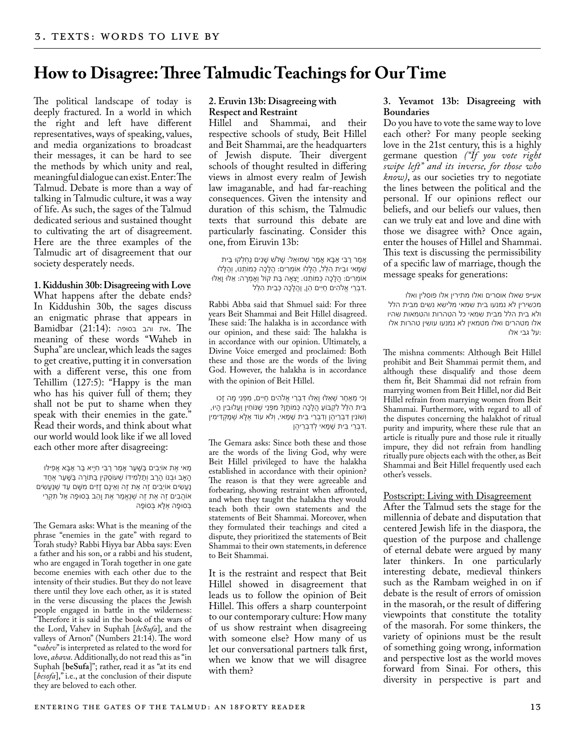# How to Disagree: Three Talmudic Teachings for Our Time

The political landscape of today is deeply fractured. In a world in which the right and left have different representatives, ways of speaking, values, and media organizations to broadcast their messages, it can be hard to see the methods by which unity and real, meaningful dialogue can exist. Enter: The Talmud. Debate is more than a way of talking in Talmudic culture, it was a way of life. As such, the sages of the Talmud dedicated serious and sustained thought to cultivating the art of disagreement. Here are the three examples of the Talmudic art of disagreement that our society desperately needs.

**1. Kiddushin 30b: Disagreeing with Love**

What happens after the debate ends? In Kiddushin 30b, the sages discuss an enigmatic phrase that appears in Bamidbar (21:14): את והב בסופה. The meaning of these words "Waheb in Supha" are unclear, which leads the sages to get creative, putting it in conversation with a different verse, this one from Tehillim (127:5): "Happy is the man who has his quiver full of them; they shall not be put to shame when they speak with their enemies in the gate." Read their words, and think about what our world would look like if we all loved each other more after disagreeing:

מַאי אֶת אוֹיְבִים בַּשָּׁעַר אָמַר רַבִּי חִיָּיא בַּר אַבָּא אֲפִילּוּ הָאָב וּבְנוֹ הָרַב וְתַלְמִידוֹ שֶׁעוֹסְקִין בַּתּוֹרָה בְּשַׁעַר אֶחָד נַעֲשִׂים אוֹיְבִים זֶה אֶת זֶה וְאֵינָם זָזִים מִשָּׁם עַד שֶׁנַּעֲשִׂים אוֹהֲבִים זֶה אֶת זֶה שֶׁנֶּאֱמַר אֶת וָהֵב בְּסוּפָה אַל תִּקְרֵי בְּסוּפָה אֶלָּא בְּסוֹפָהּ

The Gemara asks: What is the meaning of the phrase "enemies in the gate" with regard to Torah study? Rabbi Hiyya bar Abba says: Even a father and his son, or a rabbi and his student, who are engaged in Torah together in one gate become enemies with each other due to the intensity of their studies. But they do not leave there until they love each other, as it is stated in the verse discussing the places the Jewish people engaged in battle in the wilderness: "Therefore it is said in the book of the wars of the Lord, Vahev in Suphah [*beSufa*], and the valleys of Arnon" (Numbers 21:14). The word "*vahev*" is interpreted as related to the word for love, *ahava*. Additionally, do not read this as "in Suphah [**beSufa**]"; rather, read it as "at its end [*besofa*]," i.e., at the conclusion of their dispute they are beloved to each other.

**2. Eruvin 13b: Disagreeing with Respect and Restraint**

Hillel and Shammai, and their respective schools of study, Beit Hillel and Beit Shammai, are the headquarters of Jewish dispute. Their divergent schools of thought resulted in differing views in almost every realm of Jewish law imaganable, and had far-reaching consequences. Given the intensity and duration of this schism, the Talmudic texts that surround this debate are particularly fascinating. Consider this one, from Eiruvin 13b:

אָמַר רַבִּי אַבָּא אָמַר שְׁמוּאֵל: שָׁלֹשׁ שָׁנִים נֶחְלְקוּ בֵּית שַׁמַּאי וּבֵית הִלֵּל, הַלָּלוּ אוֹמְרִים: הֲלָכָה כְּמוֹתֵנוּ, וְהַלָּלוּ אוֹמְרִים: הֲלָכָה כְּמוֹתֵנוּ. יָצְאָה בַּת קוֹל וְאָמְרָה: אֵלּוּ וָאֵלּוּ דִּבְרֵי אֱלֹהִים חַיִּים הֵן, וַהֲלָכָה כְּבֵית הִלֵּל.

Rabbi Abba said that Shmuel said: For three years Beit Shammai and Beit Hillel disagreed. These said: The halakha is in accordance with our opinion, and these said: The halakha is in accordance with our opinion. Ultimately, a Divine Voice emerged and proclaimed: Both these and those are the words of the living God. However, the halakha is in accordance with the opinion of Beit Hillel.

וְכִי מֵאַחַר שֶׁאֵלּוּ וָאֵלּוּ דִּבְרֵי אֱלֹהִים חַיִּים, מִפְּנֵי מָה זָכוּ בֵּית הִלֵּל לִקְבּוֹעַ הֲלָכָה כְּמוֹתָן? מִפְּנֵי שֶׁנּוֹחִין וַעֲלוּבִין הָיוּ, וְשׁוֹנִין דִּבְרֵיהֶן וְדִבְרֵי בֵּית שַׁמַּאי, וְלֹא עוֹד אֶלָּא שֶׁמַּקְדִּימִין דִּבְרֵי בֵּית שַׁמַּאי לְדִבְרֵיהֶן.

The Gemara asks: Since both these and those are the words of the living God, why were Beit Hillel privileged to have the halakha established in accordance with their opinion? The reason is that they were agreeable and forbearing, showing restraint when affronted, and when they taught the halakha they would teach both their own statements and the statements of Beit Shammai. Moreover, when they formulated their teachings and cited a dispute, they prioritized the statements of Beit Shammai to their own statements, in deference to Beit Shammai.

It is the restraint and respect that Beit Hillel showed in disagreement that leads us to follow the opinion of Beit Hillel. This offers a sharp counterpoint to our contemporary culture: How many of us show restraint when disagreeing with someone else? How many of us let our conversational partners talk first, when we know that we will disagree with them?

**3. Yevamot 13b: Disagreeing with Boundaries**

Do you have to vote the same way to love each other? For many people seeking love in the 21st century, this is a highly germane question *("If you vote right swipe left" and its inverse, for those who know)*, as our societies try to negotiate the lines between the political and the personal. If our opinions reflect our beliefs, and our beliefs our values, then can we truly eat and love and dine with those we disagree with? Once again, enter the houses of Hillel and Shammai. This text is discussing the permissibility of a specific law of marriage, though the message speaks for generations:

אע״פ שאלו אוסרים ואלו מתירין אלו פוסלין ואלו מכשירין לא נמנעו בית שמאי מלישא נשים מבית הלל ולא בית הלל מבית שמאי כל הטהרות והטמאות שהיו אלו מטהרים ואלו מטמאין לא נמנעו עושין טהרות אלו על גבי אלו:

The mishna comments: Although Beit Hillel prohibit and Beit Shammai permit them, and although these disqualify and those deem them fit, Beit Shammai did not refrain from marrying women from Beit Hillel, nor did Beit Hillel refrain from marrying women from Beit Shammai. Furthermore, with regard to all of the disputes concerning the halakhot of ritual purity and impurity, where these rule that an article is ritually pure and those rule it ritually impure, they did not refrain from handling ritually pure objects each with the other, as Beit Shammai and Beit Hillel frequently used each other's vessels.

## Postscript: Living with Disagreement

After the Talmud sets the stage for the millennia of debate and disputation that centered Jewish life in the diaspora, the question of the purpose and challenge of eternal debate were argued by many later thinkers. In one particularly interesting debate, medieval thinkers such as the Rambam weighed in on if debate is the result of errors of omission in the masorah, or the result of differing viewpoints that constitute the totality of the masorah. For some thinkers, the variety of opinions must be the result of something going wrong, information and perspective lost as the world moves forward from Sinai. For others, this diversity in perspective is part and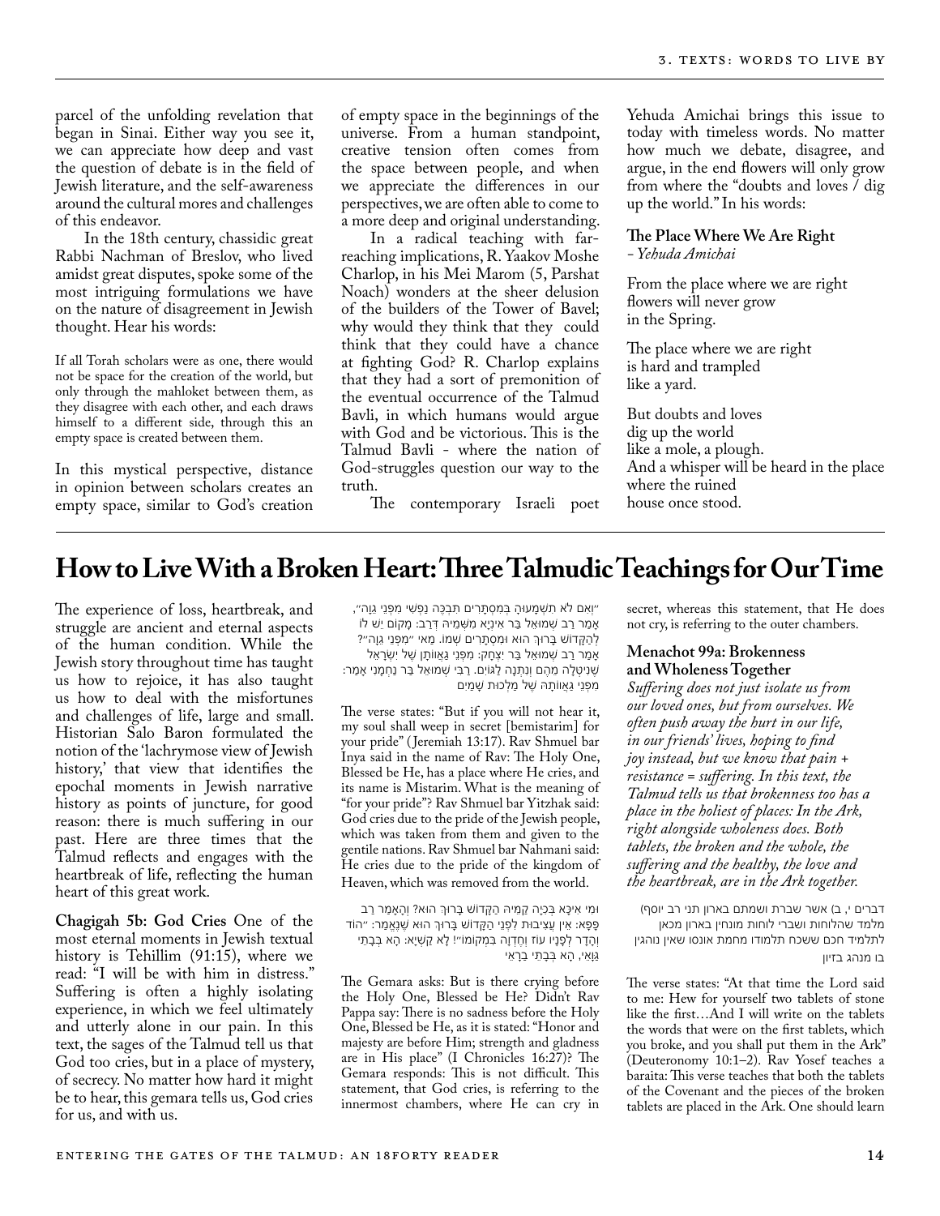parcel of the unfolding revelation that began in Sinai. Either way you see it, we can appreciate how deep and vast the question of debate is in the field of Jewish literature, and the self-awareness around the cultural mores and challenges of this endeavor.

In the 18th century, chassidic great Rabbi Nachman of Breslov, who lived amidst great disputes, spoke some of the most intriguing formulations we have on the nature of disagreement in Jewish thought. Hear his words:

> If all Torah scholars were as one, there would not be space for the creation of the world, but only through the mahloket between them, as they disagree with each other, and each draws himself to a different side, through this an empty space is created between them.

In this mystical perspective, distance in opinion between scholars creates an empty space, similar to God's creation of empty space in the beginnings of the universe. From a human standpoint, creative tension often comes from the space between people, and when we appreciate the differences in our perspectives, we are often able to come to a more deep and original understanding.

In a radical teaching with far-reaching implications, R. Yaakov Moshe Charlop, in his Mei Marom (5, Parshat Noach) wonders at the sheer delusion of the builders of the Tower of Bavel; why would they think that they could think that they could have a chance at fighting God? R. Charlop explains that they had a sort of premonition of the eventual occurrence of the Talmud Bavli, in which humans would argue with God and be victorious. This is the Talmud Bavli - where the nation of God-struggles question our way to the truth.

The contemporary Israeli poet Yehuda Amichai brings this issue to today with timeless words. No matter how much we debate, disagree, and argue, in the end flowers will only grow from where the "doubts and loves / dig up the world." In his words:

**The Place Where We Are Right**
*- Yehuda Amichai*

From the place where we are right
flowers will never grow
in the Spring.

The place where we are right
is hard and trampled
like a yard.

But doubts and loves
dig up the world
like a mole, a plough.
And a whisper will be heard in the place
where the ruined
house once stood.

# How to Live With a Broken Heart: Three Talmudic Teachings for Our Time

The experience of loss, heartbreak, and struggle are ancient and eternal aspects of the human condition. While the Jewish story throughout time has taught us how to rejoice, it has also taught us how to deal with the misfortunes and challenges of life, large and small. Historian Salo Baron formulated the notion of the 'lachrymose view of Jewish history,' that view that identifies the epochal moments in Jewish narrative history as points of juncture, for good reason: there is much suffering in our past. Here are three times that the Talmud reflects and engages with the heartbreak of life, reflecting the human heart of this great work.

**Chagigah 5b: God Cries** One of the most eternal moments in Jewish textual history is Tehillim (91:15), where we read: "I will be with him in distress." Suffering is often a highly isolating experience, in which we feel ultimately and utterly alone in our pain. In this text, the sages of the Talmud tell us that God too cries, but in a place of mystery, of secrecy. No matter how hard it might be to hear, this gemara tells us, God cries for us, and with us.

"וְאִם לֹא תִשְׁמָעוּהָ בְּמִסְתָּרִים תִּבְכֶּה נַפְשִׁי מִפְּנֵי גֵוָה", אָמַר רַב שְׁמוּאֵל בַּר אִינְיָא מִשְּׁמֵיהּ דְּרַב: מָקוֹם יֵשׁ לוֹ לְהַקָּדוֹשׁ בָּרוּךְ הוּא וּמִסְתָּרִים שְׁמוֹ. מַאי "מִפְּנֵי גֵוָה"? אָמַר רַב שְׁמוּאֵל בַּר יִצְחָק: מִפְּנֵי גַּאֲוָותָן שֶׁל יִשְׂרָאֵל שֶׁנִּיטְּלָה מֵהֶם וְנִתְּנָה לַגּוֹיִם. רַבִּי שְׁמוּאֵל בַּר נַחְמָנִי אָמַר: מִפְּנֵי גַּאֲוָותָהּ שֶׁל מַלְכוּת שָׁמַיִם

The verse states: "But if you will not hear it, my soul shall weep in secret [bemistarim] for your pride" (Jeremiah 13:17). Rav Shmuel bar Inya said in the name of Rav: The Holy One, Blessed be He, has a place where He cries, and its name is Mistarim. What is the meaning of "for your pride"? Rav Shmuel bar Yitzhak said: God cries due to the pride of the Jewish people, which was taken from them and given to the gentile nations. Rav Shmuel bar Nahmani said: He cries due to the pride of the kingdom of Heaven, which was removed from the world.

וּמִי אִיכָּא בְּכִיָּה קַמֵּיהּ הַקָּדוֹשׁ בָּרוּךְ הוּא? וְהָאָמַר רַב פָּפָּא: אֵין עֲצִיבוּת לִפְנֵי הַקָּדוֹשׁ בָּרוּךְ הוּא שֶׁנֶּאֱמַר: "הוֹד וְהָדָר לְפָנָיו עֹז וְחֶדְוָה בִּמְקֹמוֹ"! לָא קַשְׁיָא: הָא בְּבָתֵּי גַוַּאי, הָא בְּבָתֵּי בָרַאי

The Gemara asks: But is there crying before the Holy One, Blessed be He? Didn't Rav Pappa say: There is no sadness before the Holy One, Blessed be He, as it is stated: "Honor and majesty are before Him; strength and gladness are in His place" (I Chronicles 16:27)? The Gemara responds: This is not difficult. This statement, that God cries, is referring to the innermost chambers, where He can cry in secret, whereas this statement, that He does not cry, is referring to the outer chambers.

### Menachot 99a: Brokenness and Wholeness Together

*Suffering does not just isolate us from our loved ones, but from ourselves. We often push away the hurt in our life, in our friends' lives, hoping to find joy instead, but we know that pain + resistance = suffering. In this text, the Talmud tells us that brokenness too has a place in the holiest of places: In the Ark, right alongside wholeness does. Both tablets, the broken and the whole, the suffering and the healthy, the love and the heartbreak, are in the Ark together.*

דברים י, ב) אשר שברת ושמתם בארון תני רב יוסף) מלמד שהלוחות ושברי לוחות מונחין בארון מכאן לתלמיד חכם ששכח תלמודו מחמת אונסו שאין נוהגין בו מנהג בזיון

The verse states: "At that time the Lord said to me: Hew for yourself two tablets of stone like the first…And I will write on the tablets the words that were on the first tablets, which you broke, and you shall put them in the Ark" (Deuteronomy 10:1–2). Rav Yosef teaches a baraita: This verse teaches that both the tablets of the Covenant and the pieces of the broken tablets are placed in the Ark. One should learn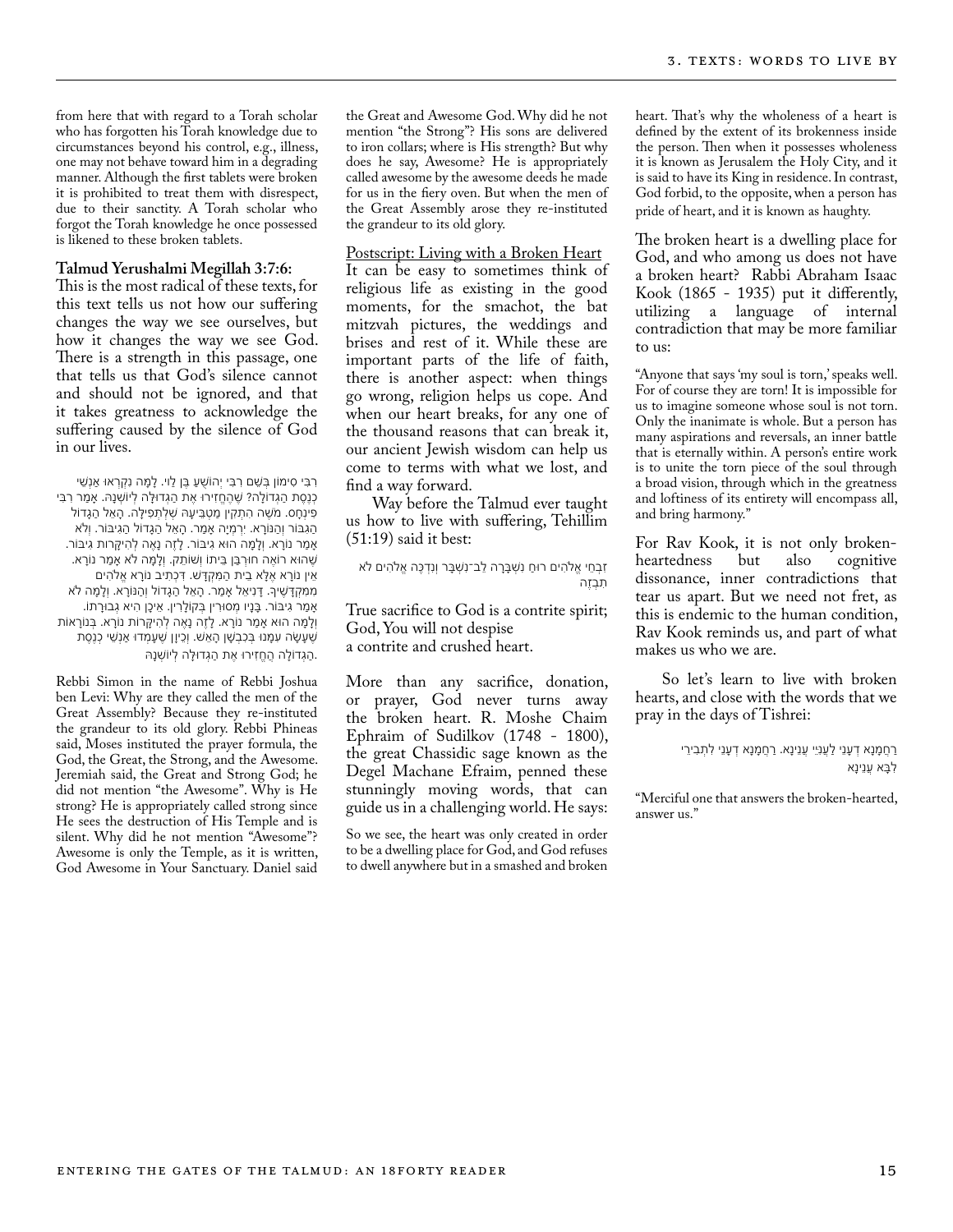from here that with regard to a Torah scholar who has forgotten his Torah knowledge due to circumstances beyond his control, e.g., illness, one may not behave toward him in a degrading manner. Although the first tablets were broken it is prohibited to treat them with disrespect, due to their sanctity. A Torah scholar who forgot the Torah knowledge he once possessed is likened to these broken tablets.

**Talmud Yerushalmi Megillah 3:7:6:**

This is the most radical of these texts, for this text tells us not how our suffering changes the way we see ourselves, but how it changes the way we see God. There is a strength in this passage, one that tells us that God's silence cannot and should not be ignored, and that it takes greatness to acknowledge the suffering caused by the silence of God in our lives.

רִבִּי סִימוֹן בְּשֵׁם רִבִּי יְהוֹשֻׁעַ בֶּן לֵוִי. לָמָּה נִקְרָאוּ אַנְשֵׁי כְנֶסֶת הַגְּדוֹלָה? שֶׁהֶחֱזִירוּ אֶת הַגְּדוּלָּה לְיוֹשְׁנָהּ. אָמַר רִבִּי פִּינְחָס. מֹשֶׁה הִתְקִין מַטְבֵּיעָהּ שֶׁלְּתְפִילָּה. הָאֵל הַגָּדוֹל הַגִּבּוֹר וְהַנּוֹרָא. יִרְמְיָה אָמַר. הָאֵל הַגָּדוֹל הַגִּיבּוֹר. וְלֹא אָמַר נוֹרָא. וְלָמָּה הוּא גִיבּוֹר. לְזֶה נָאֶה לְהִיקָּרוֹת גִּיבּוֹר. שֶׁהוּא רוֹאֶה חוּרְבַּן בֵּיתוֹ וְשׁוֹתֵק. וְלָמָּה לֹא אָמַר נוֹרָא. אֵין נוֹרָא אֶלָּא בֵית הַמִּקְדָּשׁ. דִּכְתִיב נוֹרָא אֱלֹהִים מִמִּקְדָּשֶׁיךָ. דָּנִיאֵל אָמַר. הָאֵל הַגָּדוֹל וְהַנּוֹרָא. וְלָמָּה לֹא אָמַר גִּיבּוֹר. בָּנָיו מְסוּרִין בְּקוֹלָרִין. אֵיכָן הִיא גְבוּרָתוֹ. וְלָמָּה הוּא אָמַר נוֹרָא. לְזֶה נָאֶה לְהִיקָּרוֹת נוֹרָא. בְּנוֹרָאוֹת שֶׁעָשָׂה עִמָּנוּ בְּכִבְשַׁן הָאֵשׁ. וְכֵיוָן שֶׁעָמְדוּ אַנְשֵׁי כְנֶסֶת הַגְּדוֹלָה הֶחֱזִירוּ אֶת הַגְּדוּלָּה לְיוֹשְׁנָהּ.

Rebbi Simon in the name of Rebbi Joshua ben Levi: Why are they called the men of the Great Assembly? Because they re-instituted the grandeur to its old glory. Rebbi Phineas said, Moses instituted the prayer formula, the God, the Great, the Strong, and the Awesome. Jeremiah said, the Great and Strong God; he did not mention "the Awesome". Why is He strong? He is appropriately called strong since He sees the destruction of His Temple and is silent. Why did he not mention "Awesome"? Awesome is only the Temple, as it is written, God Awesome in Your Sanctuary. Daniel said the Great and Awesome God. Why did he not mention "the Strong"? His sons are delivered to iron collars; where is His strength? But why does he say, Awesome? He is appropriately called awesome by the awesome deeds he made for us in the fiery oven. But when the men of the Great Assembly arose they re-instituted the grandeur to its old glory.

## Postscript: Living with a Broken Heart

It can be easy to sometimes think of religious life as existing in the good moments, for the smachot, the bat mitzvah pictures, the weddings and brises and rest of it. While these are important parts of the life of faith, there is another aspect: when things go wrong, religion helps us cope. And when our heart breaks, for any one of the thousand reasons that can break it, our ancient Jewish wisdom can help us come to terms with what we lost, and find a way forward.

Way before the Talmud ever taught us how to live with suffering, Tehillim (51:19) said it best:

זִבְחֵי אֱלֹהִים רוּחַ נִשְׁבָּרָה לֵב־נִשְׁבָּר וְנִדְכֶּה אֱלֹהִים לֹא תִבְזֶה

True sacrifice to God is a contrite spirit;
God, You will not despise
a contrite and crushed heart.

More than any sacrifice, donation, or prayer, God never turns away the broken heart. R. Moshe Chaim Ephraim of Sudilkov (1748 - 1800), the great Chassidic sage known as the Degel Machane Efraim, penned these stunningly moving words, that can guide us in a challenging world. He says:

So we see, the heart was only created in order to be a dwelling place for God, and God refuses to dwell anywhere but in a smashed and broken heart. That's why the wholeness of a heart is defined by the extent of its brokenness inside the person. Then when it possesses wholeness it is known as Jerusalem the Holy City, and it is said to have its King in residence. In contrast, God forbid, to the opposite, when a person has pride of heart, and it is known as haughty.

The broken heart is a dwelling place for God, and who among us does not have a broken heart? Rabbi Abraham Isaac Kook (1865 - 1935) put it differently, utilizing a language of internal contradiction that may be more familiar to us:

"Anyone that says 'my soul is torn,' speaks well. For of course they are torn! It is impossible for us to imagine someone whose soul is not torn. Only the inanimate is whole. But a person has many aspirations and reversals, an inner battle that is eternally within. A person's entire work is to unite the torn piece of the soul through a broad vision, through which in the greatness and loftiness of its entirety will encompass all, and bring harmony."

For Rav Kook, it is not only brokenheartedness but also cognitive dissonance, inner contradictions that tear us apart. But we need not fret, as this is endemic to the human condition, Rav Kook reminds us, and part of what makes us who we are.

So let's learn to live with broken hearts, and close with the words that we pray in the days of Tishrei:

רַחֲמָנָא דְעָנֵי לַעֲנִיֵּי עֲנֵינָא. רַחֲמָנָא דְעָנֵי לִתְבִירֵי לִבָּא עֲנֵינָא

"Merciful one that answers the broken-hearted, answer us."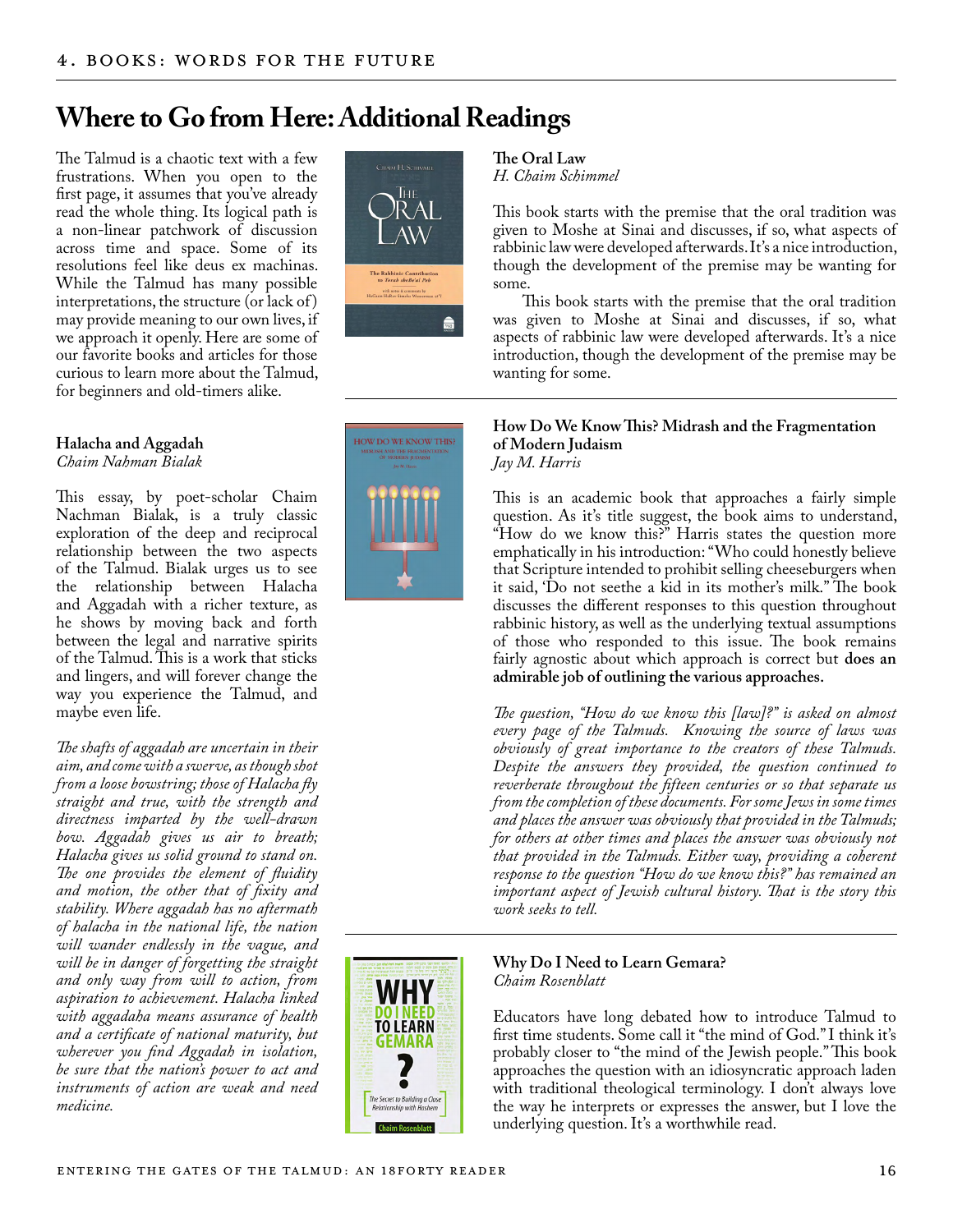# Where to Go from Here: Additional Readings

The Talmud is a chaotic text with a few frustrations. When you open to the first page, it assumes that you've already read the whole thing. Its logical path is a non-linear patchwork of discussion across time and space. Some of its resolutions feel like deus ex machinas. While the Talmud has many possible interpretations, the structure (or lack of) may provide meaning to our own lives, if we approach it openly. Here are some of our favorite books and articles for those curious to learn more about the Talmud, for beginners and old-timers alike.

### Halacha and Aggadah
*Chaim Nahman Bialak*

This essay, by poet-scholar Chaim Nachman Bialak, is a truly classic exploration of the deep and reciprocal relationship between the two aspects of the Talmud. Bialak urges us to see the relationship between Halacha and Aggadah with a richer texture, as he shows by moving back and forth between the legal and narrative spirits of the Talmud. This is a work that sticks and lingers, and will forever change the way you experience the Talmud, and maybe even life.

*The shafts of aggadah are uncertain in their aim, and come with a swerve, as though shot from a loose bowstring; those of Halacha fly straight and true, with the strength and directness imparted by the well-drawn bow. Aggadah gives us air to breath; Halacha gives us solid ground to stand on. The one provides the element of fluidity and motion, the other that of fixity and stability. Where aggadah has no aftermath of halacha in the national life, the nation will wander endlessly in the vague, and will be in danger of forgetting the straight and only way from will to action, from aspiration to achievement. Halacha linked with aggadaha means assurance of health and a certificate of national maturity, but wherever you find Aggadah in isolation, be sure that the nation's power to act and instruments of action are weak and need medicine.*

### The Oral Law
*H. Chaim Schimmel*

This book starts with the premise that the oral tradition was given to Moshe at Sinai and discusses, if so, what aspects of rabbinic law were developed afterwards. It's a nice introduction, though the development of the premise may be wanting for some.

This book starts with the premise that the oral tradition was given to Moshe at Sinai and discusses, if so, what aspects of rabbinic law were developed afterwards. It's a nice introduction, though the development of the premise may be wanting for some.

### How Do We Know This? Midrash and the Fragmentation of Modern Judaism
*Jay M. Harris*

This is an academic book that approaches a fairly simple question. As it's title suggest, the book aims to understand, "How do we know this?" Harris states the question more emphatically in his introduction: "Who could honestly believe that Scripture intended to prohibit selling cheeseburgers when it said, 'Do not seethe a kid in its mother's milk." The book discusses the different responses to this question throughout rabbinic history, as well as the underlying textual assumptions of those who responded to this issue. The book remains fairly agnostic about which approach is correct but **does an admirable job of outlining the various approaches.**

*The question, "How do we know this [law]?" is asked on almost every page of the Talmuds. Knowing the source of laws was obviously of great importance to the creators of these Talmuds. Despite the answers they provided, the question continued to reverberate throughout the fifteen centuries or so that separate us from the completion of these documents. For some Jews in some times and places the answer was obviously that provided in the Talmuds; for others at other times and places the answer was obviously not that provided in the Talmuds. Either way, providing a coherent response to the question "How do we know this?" has remained an important aspect of Jewish cultural history. That is the story this work seeks to tell.*

### Why Do I Need to Learn Gemara?
*Chaim Rosenblatt*

Educators have long debated how to introduce Talmud to first time students. Some call it "the mind of God." I think it's probably closer to "the mind of the Jewish people." This book approaches the question with an idiosyncratic approach laden with traditional theological terminology. I don't always love the way he interprets or expresses the answer, but I love the underlying question. It's a worthwhile read.